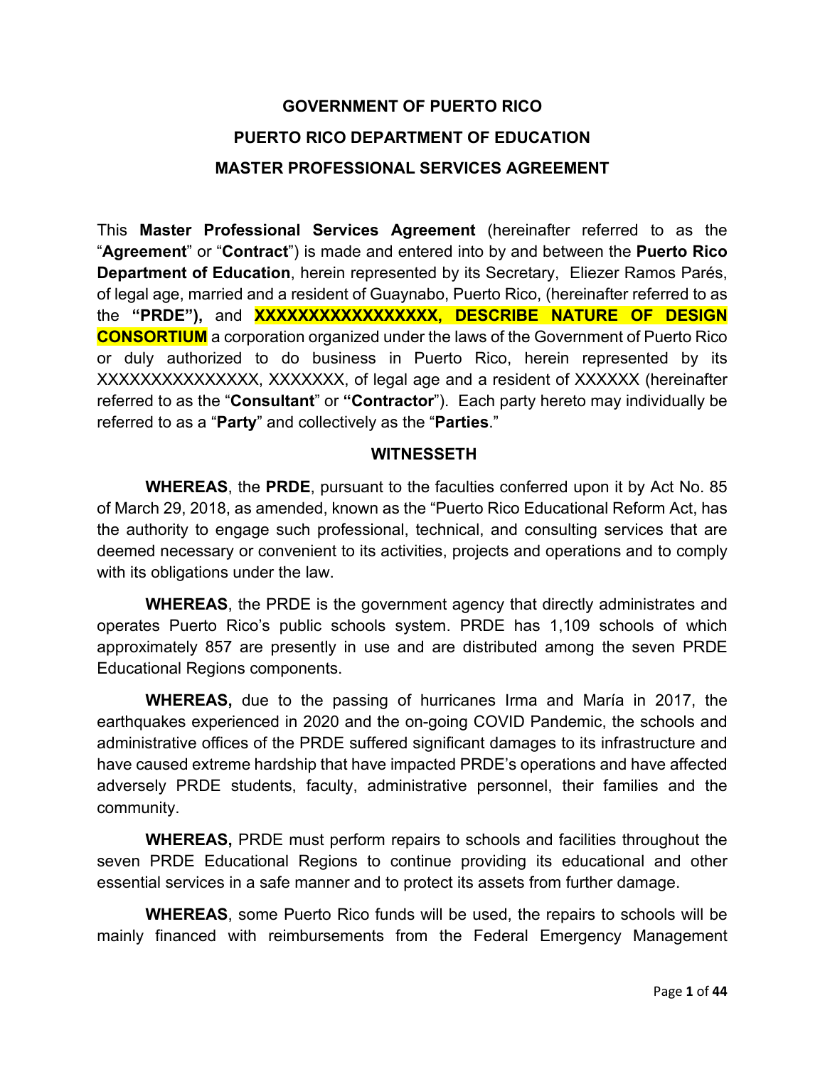# GOVERNMENT OF PUERTO RICO
# PUERTO RICO DEPARTMENT OF EDUCATION
# MASTER PROFESSIONAL SERVICES AGREEMENT

This **Master Professional Services Agreement** (hereinafter referred to as the "**Agreement**" or "**Contract**") is made and entered into by and between the **Puerto Rico Department of Education**, herein represented by its Secretary, Eliezer Ramos Parés, of legal age, married and a resident of Guaynabo, Puerto Rico, (hereinafter referred to as the **"PRDE"),** and **XXXXXXXXXXXXXXXXX, DESCRIBE NATURE OF DESIGN CONSORTIUM** a corporation organized under the laws of the Government of Puerto Rico or duly authorized to do business in Puerto Rico, herein represented by its XXXXXXXXXXXXXXX, XXXXXXX, of legal age and a resident of XXXXXX (hereinafter referred to as the "**Consultant**" or **"Contractor**"). Each party hereto may individually be referred to as a "**Party**" and collectively as the "**Parties**."

## WITNESSETH

**WHEREAS**, the **PRDE**, pursuant to the faculties conferred upon it by Act No. 85 of March 29, 2018, as amended, known as the "Puerto Rico Educational Reform Act, has the authority to engage such professional, technical, and consulting services that are deemed necessary or convenient to its activities, projects and operations and to comply with its obligations under the law.

**WHEREAS**, the PRDE is the government agency that directly administrates and operates Puerto Rico's public schools system. PRDE has 1,109 schools of which approximately 857 are presently in use and are distributed among the seven PRDE Educational Regions components.

**WHEREAS,** due to the passing of hurricanes Irma and María in 2017, the earthquakes experienced in 2020 and the on-going COVID Pandemic, the schools and administrative offices of the PRDE suffered significant damages to its infrastructure and have caused extreme hardship that have impacted PRDE's operations and have affected adversely PRDE students, faculty, administrative personnel, their families and the community.

**WHEREAS,** PRDE must perform repairs to schools and facilities throughout the seven PRDE Educational Regions to continue providing its educational and other essential services in a safe manner and to protect its assets from further damage.

**WHEREAS**, some Puerto Rico funds will be used, the repairs to schools will be mainly financed with reimbursements from the Federal Emergency Management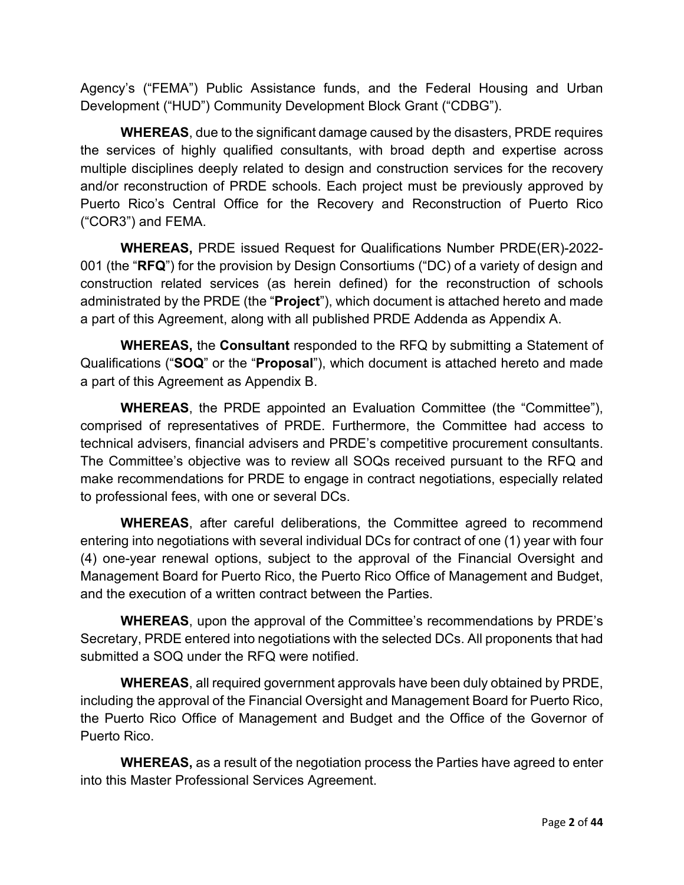Agency's ("FEMA") Public Assistance funds, and the Federal Housing and Urban Development ("HUD") Community Development Block Grant ("CDBG").

**WHEREAS**, due to the significant damage caused by the disasters, PRDE requires the services of highly qualified consultants, with broad depth and expertise across multiple disciplines deeply related to design and construction services for the recovery and/or reconstruction of PRDE schools. Each project must be previously approved by Puerto Rico's Central Office for the Recovery and Reconstruction of Puerto Rico ("COR3") and FEMA.

**WHEREAS,** PRDE issued Request for Qualifications Number PRDE(ER)-2022-001 (the "**RFQ**") for the provision by Design Consortiums ("DC) of a variety of design and construction related services (as herein defined) for the reconstruction of schools administrated by the PRDE (the "**Project**"), which document is attached hereto and made a part of this Agreement, along with all published PRDE Addenda as Appendix A.

**WHEREAS,** the **Consultant** responded to the RFQ by submitting a Statement of Qualifications ("**SOQ**" or the "**Proposal**"), which document is attached hereto and made a part of this Agreement as Appendix B.

**WHEREAS**, the PRDE appointed an Evaluation Committee (the "Committee"), comprised of representatives of PRDE. Furthermore, the Committee had access to technical advisers, financial advisers and PRDE's competitive procurement consultants. The Committee's objective was to review all SOQs received pursuant to the RFQ and make recommendations for PRDE to engage in contract negotiations, especially related to professional fees, with one or several DCs.

**WHEREAS**, after careful deliberations, the Committee agreed to recommend entering into negotiations with several individual DCs for contract of one (1) year with four (4) one-year renewal options, subject to the approval of the Financial Oversight and Management Board for Puerto Rico, the Puerto Rico Office of Management and Budget, and the execution of a written contract between the Parties.

**WHEREAS**, upon the approval of the Committee's recommendations by PRDE's Secretary, PRDE entered into negotiations with the selected DCs. All proponents that had submitted a SOQ under the RFQ were notified.

**WHEREAS**, all required government approvals have been duly obtained by PRDE, including the approval of the Financial Oversight and Management Board for Puerto Rico, the Puerto Rico Office of Management and Budget and the Office of the Governor of Puerto Rico.

**WHEREAS,** as a result of the negotiation process the Parties have agreed to enter into this Master Professional Services Agreement.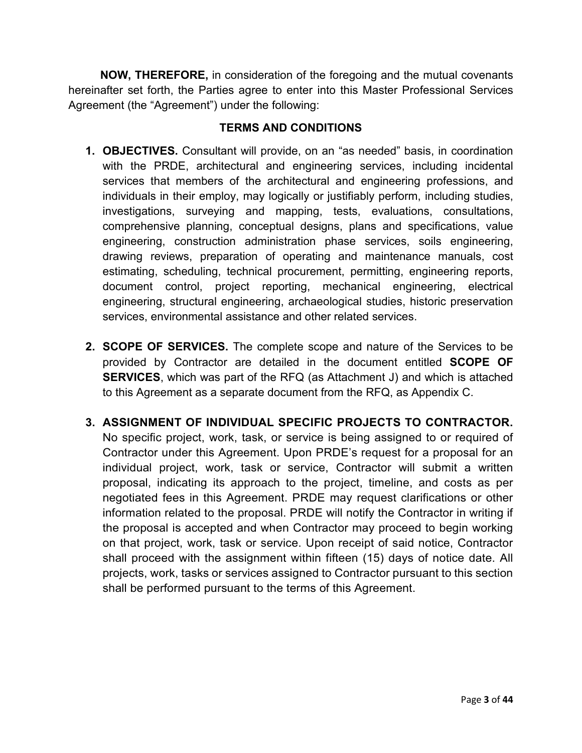**NOW, THEREFORE,** in consideration of the foregoing and the mutual covenants hereinafter set forth, the Parties agree to enter into this Master Professional Services Agreement (the "Agreement") under the following:

## TERMS AND CONDITIONS

1. **OBJECTIVES.** Consultant will provide, on an "as needed" basis, in coordination with the PRDE, architectural and engineering services, including incidental services that members of the architectural and engineering professions, and individuals in their employ, may logically or justifiably perform, including studies, investigations, surveying and mapping, tests, evaluations, consultations, comprehensive planning, conceptual designs, plans and specifications, value engineering, construction administration phase services, soils engineering, drawing reviews, preparation of operating and maintenance manuals, cost estimating, scheduling, technical procurement, permitting, engineering reports, document control, project reporting, mechanical engineering, electrical engineering, structural engineering, archaeological studies, historic preservation services, environmental assistance and other related services.

2. **SCOPE OF SERVICES.** The complete scope and nature of the Services to be provided by Contractor are detailed in the document entitled **SCOPE OF SERVICES**, which was part of the RFQ (as Attachment J) and which is attached to this Agreement as a separate document from the RFQ, as Appendix C.

3. **ASSIGNMENT OF INDIVIDUAL SPECIFIC PROJECTS TO CONTRACTOR.** No specific project, work, task, or service is being assigned to or required of Contractor under this Agreement. Upon PRDE's request for a proposal for an individual project, work, task or service, Contractor will submit a written proposal, indicating its approach to the project, timeline, and costs as per negotiated fees in this Agreement. PRDE may request clarifications or other information related to the proposal. PRDE will notify the Contractor in writing if the proposal is accepted and when Contractor may proceed to begin working on that project, work, task or service. Upon receipt of said notice, Contractor shall proceed with the assignment within fifteen (15) days of notice date. All projects, work, tasks or services assigned to Contractor pursuant to this section shall be performed pursuant to the terms of this Agreement.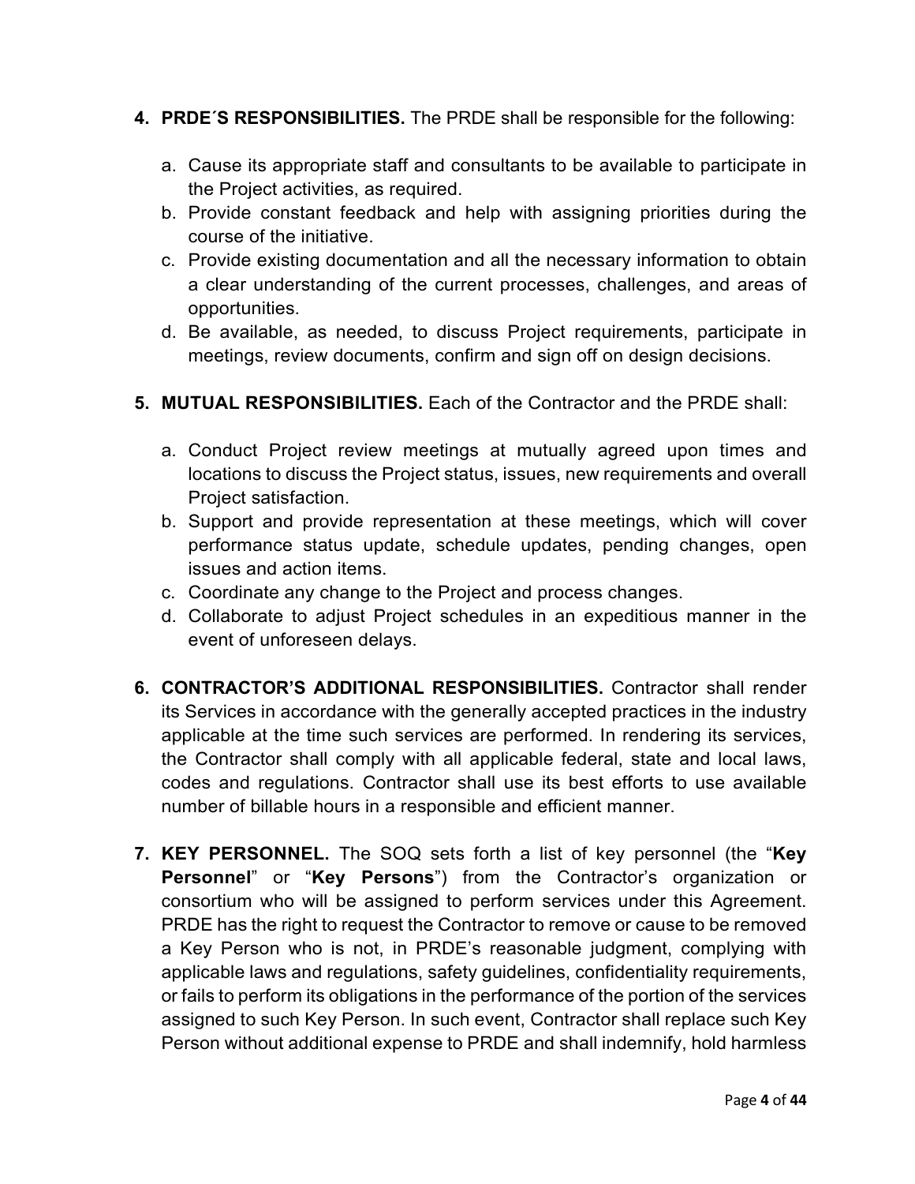4. **PRDE´S RESPONSIBILITIES.** The PRDE shall be responsible for the following:

    a. Cause its appropriate staff and consultants to be available to participate in the Project activities, as required.
    b. Provide constant feedback and help with assigning priorities during the course of the initiative.
    c. Provide existing documentation and all the necessary information to obtain a clear understanding of the current processes, challenges, and areas of opportunities.
    d. Be available, as needed, to discuss Project requirements, participate in meetings, review documents, confirm and sign off on design decisions.

5. **MUTUAL RESPONSIBILITIES.** Each of the Contractor and the PRDE shall:

    a. Conduct Project review meetings at mutually agreed upon times and locations to discuss the Project status, issues, new requirements and overall Project satisfaction.
    b. Support and provide representation at these meetings, which will cover performance status update, schedule updates, pending changes, open issues and action items.
    c. Coordinate any change to the Project and process changes.
    d. Collaborate to adjust Project schedules in an expeditious manner in the event of unforeseen delays.

6. **CONTRACTOR'S ADDITIONAL RESPONSIBILITIES.** Contractor shall render its Services in accordance with the generally accepted practices in the industry applicable at the time such services are performed. In rendering its services, the Contractor shall comply with all applicable federal, state and local laws, codes and regulations. Contractor shall use its best efforts to use available number of billable hours in a responsible and efficient manner.

7. **KEY PERSONNEL.** The SOQ sets forth a list of key personnel (the "**Key Personnel**" or "**Key Persons**") from the Contractor's organization or consortium who will be assigned to perform services under this Agreement. PRDE has the right to request the Contractor to remove or cause to be removed a Key Person who is not, in PRDE's reasonable judgment, complying with applicable laws and regulations, safety guidelines, confidentiality requirements, or fails to perform its obligations in the performance of the portion of the services assigned to such Key Person. In such event, Contractor shall replace such Key Person without additional expense to PRDE and shall indemnify, hold harmless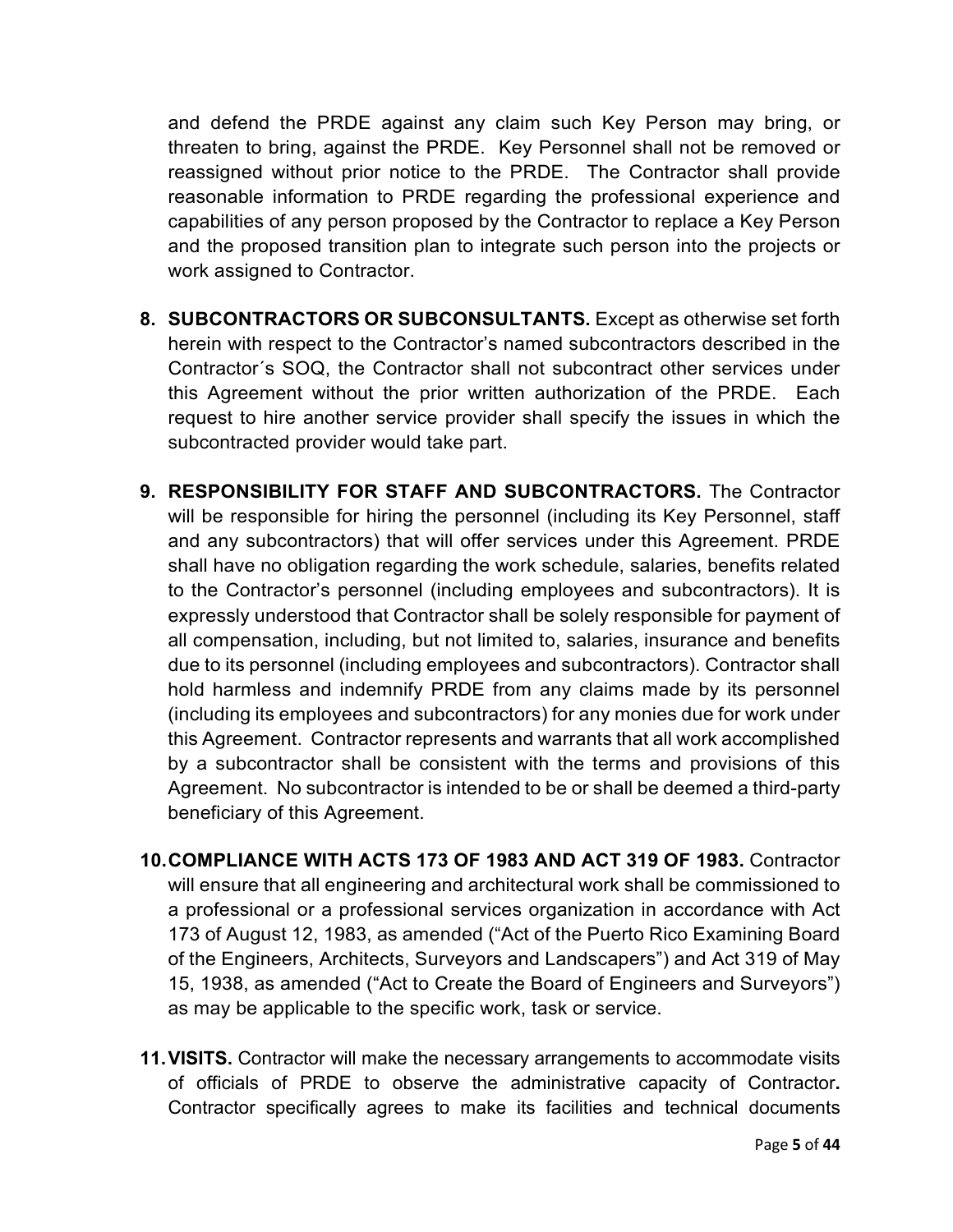and defend the PRDE against any claim such Key Person may bring, or threaten to bring, against the PRDE. Key Personnel shall not be removed or reassigned without prior notice to the PRDE. The Contractor shall provide reasonable information to PRDE regarding the professional experience and capabilities of any person proposed by the Contractor to replace a Key Person and the proposed transition plan to integrate such person into the projects or work assigned to Contractor.

8. **SUBCONTRACTORS OR SUBCONSULTANTS.** Except as otherwise set forth herein with respect to the Contractor's named subcontractors described in the Contractor´s SOQ, the Contractor shall not subcontract other services under this Agreement without the prior written authorization of the PRDE. Each request to hire another service provider shall specify the issues in which the subcontracted provider would take part.

9. **RESPONSIBILITY FOR STAFF AND SUBCONTRACTORS.** The Contractor will be responsible for hiring the personnel (including its Key Personnel, staff and any subcontractors) that will offer services under this Agreement. PRDE shall have no obligation regarding the work schedule, salaries, benefits related to the Contractor's personnel (including employees and subcontractors). It is expressly understood that Contractor shall be solely responsible for payment of all compensation, including, but not limited to, salaries, insurance and benefits due to its personnel (including employees and subcontractors). Contractor shall hold harmless and indemnify PRDE from any claims made by its personnel (including its employees and subcontractors) for any monies due for work under this Agreement. Contractor represents and warrants that all work accomplished by a subcontractor shall be consistent with the terms and provisions of this Agreement. No subcontractor is intended to be or shall be deemed a third-party beneficiary of this Agreement.

10. **COMPLIANCE WITH ACTS 173 OF 1983 AND ACT 319 OF 1983.** Contractor will ensure that all engineering and architectural work shall be commissioned to a professional or a professional services organization in accordance with Act 173 of August 12, 1983, as amended ("Act of the Puerto Rico Examining Board of the Engineers, Architects, Surveyors and Landscapers") and Act 319 of May 15, 1938, as amended ("Act to Create the Board of Engineers and Surveyors") as may be applicable to the specific work, task or service.

11. **VISITS.** Contractor will make the necessary arrangements to accommodate visits of officials of PRDE to observe the administrative capacity of Contractor**.** Contractor specifically agrees to make its facilities and technical documents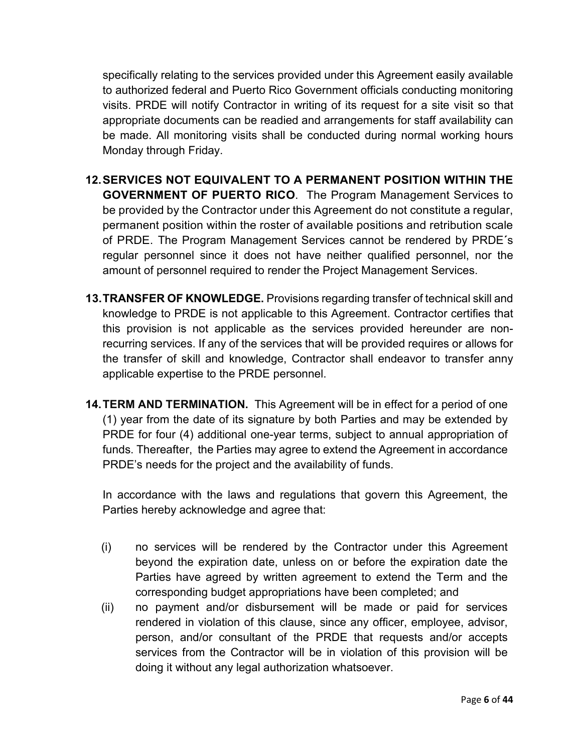specifically relating to the services provided under this Agreement easily available to authorized federal and Puerto Rico Government officials conducting monitoring visits. PRDE will notify Contractor in writing of its request for a site visit so that appropriate documents can be readied and arrangements for staff availability can be made. All monitoring visits shall be conducted during normal working hours Monday through Friday.

12. **SERVICES NOT EQUIVALENT TO A PERMANENT POSITION WITHIN THE GOVERNMENT OF PUERTO RICO**. The Program Management Services to be provided by the Contractor under this Agreement do not constitute a regular, permanent position within the roster of available positions and retribution scale of PRDE. The Program Management Services cannot be rendered by PRDE´s regular personnel since it does not have neither qualified personnel, nor the amount of personnel required to render the Project Management Services.

13. **TRANSFER OF KNOWLEDGE.** Provisions regarding transfer of technical skill and knowledge to PRDE is not applicable to this Agreement. Contractor certifies that this provision is not applicable as the services provided hereunder are non-recurring services. If any of the services that will be provided requires or allows for the transfer of skill and knowledge, Contractor shall endeavor to transfer anny applicable expertise to the PRDE personnel.

14. **TERM AND TERMINATION.** This Agreement will be in effect for a period of one (1) year from the date of its signature by both Parties and may be extended by PRDE for four (4) additional one-year terms, subject to annual appropriation of funds. Thereafter, the Parties may agree to extend the Agreement in accordance PRDE's needs for the project and the availability of funds.

    In accordance with the laws and regulations that govern this Agreement, the Parties hereby acknowledge and agree that:

    (i) no services will be rendered by the Contractor under this Agreement beyond the expiration date, unless on or before the expiration date the Parties have agreed by written agreement to extend the Term and the corresponding budget appropriations have been completed; and

    (ii) no payment and/or disbursement will be made or paid for services rendered in violation of this clause, since any officer, employee, advisor, person, and/or consultant of the PRDE that requests and/or accepts services from the Contractor will be in violation of this provision will be doing it without any legal authorization whatsoever.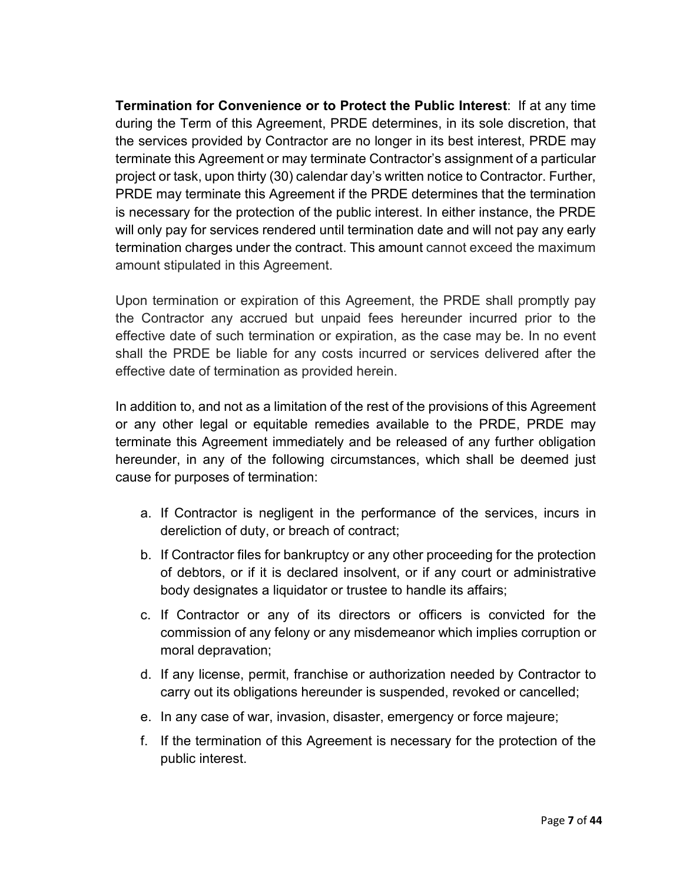**Termination for Convenience or to Protect the Public Interest**: If at any time during the Term of this Agreement, PRDE determines, in its sole discretion, that the services provided by Contractor are no longer in its best interest, PRDE may terminate this Agreement or may terminate Contractor's assignment of a particular project or task, upon thirty (30) calendar day's written notice to Contractor. Further, PRDE may terminate this Agreement if the PRDE determines that the termination is necessary for the protection of the public interest. In either instance, the PRDE will only pay for services rendered until termination date and will not pay any early termination charges under the contract. This amount cannot exceed the maximum amount stipulated in this Agreement.

Upon termination or expiration of this Agreement, the PRDE shall promptly pay the Contractor any accrued but unpaid fees hereunder incurred prior to the effective date of such termination or expiration, as the case may be. In no event shall the PRDE be liable for any costs incurred or services delivered after the effective date of termination as provided herein.

In addition to, and not as a limitation of the rest of the provisions of this Agreement or any other legal or equitable remedies available to the PRDE, PRDE may terminate this Agreement immediately and be released of any further obligation hereunder, in any of the following circumstances, which shall be deemed just cause for purposes of termination:

a. If Contractor is negligent in the performance of the services, incurs in dereliction of duty, or breach of contract;
b. If Contractor files for bankruptcy or any other proceeding for the protection of debtors, or if it is declared insolvent, or if any court or administrative body designates a liquidator or trustee to handle its affairs;
c. If Contractor or any of its directors or officers is convicted for the commission of any felony or any misdemeanor which implies corruption or moral depravation;
d. If any license, permit, franchise or authorization needed by Contractor to carry out its obligations hereunder is suspended, revoked or cancelled;
e. In any case of war, invasion, disaster, emergency or force majeure;
f. If the termination of this Agreement is necessary for the protection of the public interest.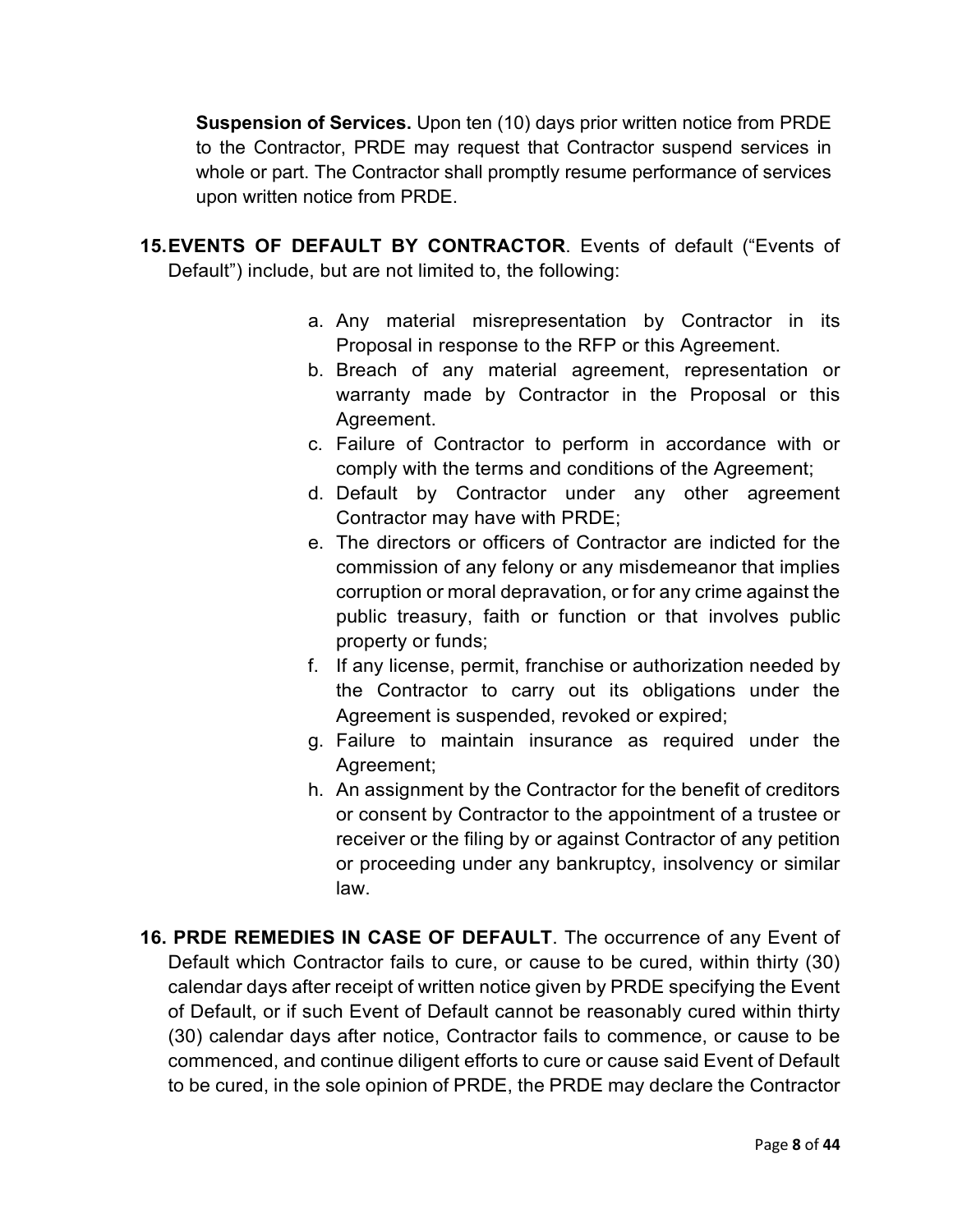**Suspension of Services.** Upon ten (10) days prior written notice from PRDE to the Contractor, PRDE may request that Contractor suspend services in whole or part. The Contractor shall promptly resume performance of services upon written notice from PRDE.

15. **EVENTS OF DEFAULT BY CONTRACTOR**. Events of default ("Events of Default") include, but are not limited to, the following:

    a. Any material misrepresentation by Contractor in its Proposal in response to the RFP or this Agreement.
    b. Breach of any material agreement, representation or warranty made by Contractor in the Proposal or this Agreement.
    c. Failure of Contractor to perform in accordance with or comply with the terms and conditions of the Agreement;
    d. Default by Contractor under any other agreement Contractor may have with PRDE;
    e. The directors or officers of Contractor are indicted for the commission of any felony or any misdemeanor that implies corruption or moral depravation, or for any crime against the public treasury, faith or function or that involves public property or funds;
    f. If any license, permit, franchise or authorization needed by the Contractor to carry out its obligations under the Agreement is suspended, revoked or expired;
    g. Failure to maintain insurance as required under the Agreement;
    h. An assignment by the Contractor for the benefit of creditors or consent by Contractor to the appointment of a trustee or receiver or the filing by or against Contractor of any petition or proceeding under any bankruptcy, insolvency or similar law.

16. **PRDE REMEDIES IN CASE OF DEFAULT**. The occurrence of any Event of Default which Contractor fails to cure, or cause to be cured, within thirty (30) calendar days after receipt of written notice given by PRDE specifying the Event of Default, or if such Event of Default cannot be reasonably cured within thirty (30) calendar days after notice, Contractor fails to commence, or cause to be commenced, and continue diligent efforts to cure or cause said Event of Default to be cured, in the sole opinion of PRDE, the PRDE may declare the Contractor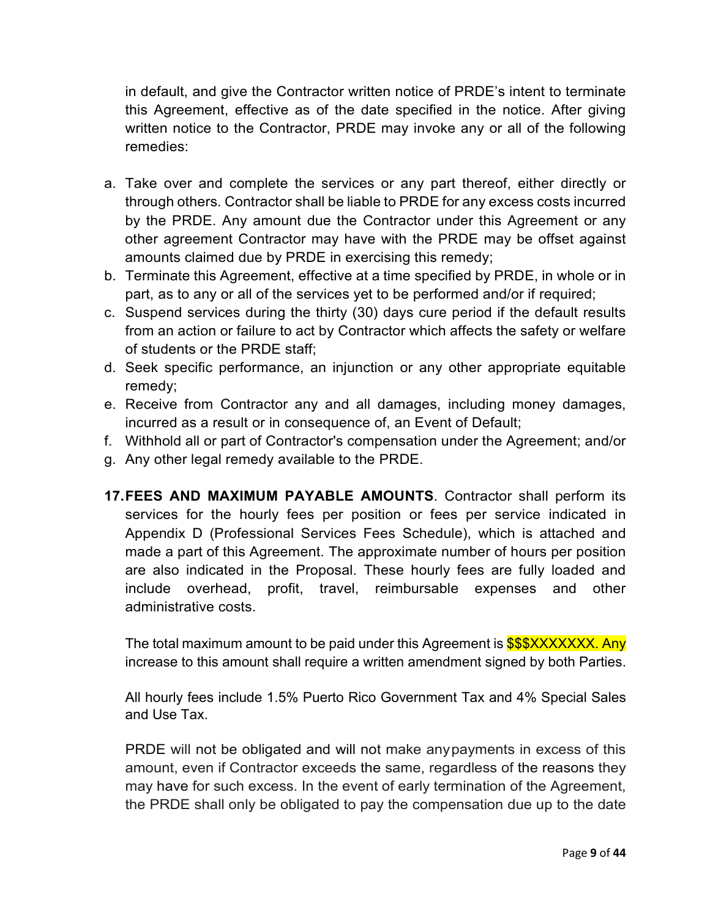in default, and give the Contractor written notice of PRDE's intent to terminate this Agreement, effective as of the date specified in the notice. After giving written notice to the Contractor, PRDE may invoke any or all of the following remedies:

a. Take over and complete the services or any part thereof, either directly or through others. Contractor shall be liable to PRDE for any excess costs incurred by the PRDE. Any amount due the Contractor under this Agreement or any other agreement Contractor may have with the PRDE may be offset against amounts claimed due by PRDE in exercising this remedy;
b. Terminate this Agreement, effective at a time specified by PRDE, in whole or in part, as to any or all of the services yet to be performed and/or if required;
c. Suspend services during the thirty (30) days cure period if the default results from an action or failure to act by Contractor which affects the safety or welfare of students or the PRDE staff;
d. Seek specific performance, an injunction or any other appropriate equitable remedy;
e. Receive from Contractor any and all damages, including money damages, incurred as a result or in consequence of, an Event of Default;
f. Withhold all or part of Contractor's compensation under the Agreement; and/or
g. Any other legal remedy available to the PRDE.

**17. FEES AND MAXIMUM PAYABLE AMOUNTS**. Contractor shall perform its services for the hourly fees per position or fees per service indicated in Appendix D (Professional Services Fees Schedule), which is attached and made a part of this Agreement. The approximate number of hours per position are also indicated in the Proposal. These hourly fees are fully loaded and include overhead, profit, travel, reimbursable expenses and other administrative costs.

The total maximum amount to be paid under this Agreement is $$$XXXXXXX. Any increase to this amount shall require a written amendment signed by both Parties.

All hourly fees include 1.5% Puerto Rico Government Tax and 4% Special Sales and Use Tax.

PRDE will not be obligated and will not make any payments in excess of this amount, even if Contractor exceeds the same, regardless of the reasons they may have for such excess. In the event of early termination of the Agreement, the PRDE shall only be obligated to pay the compensation due up to the date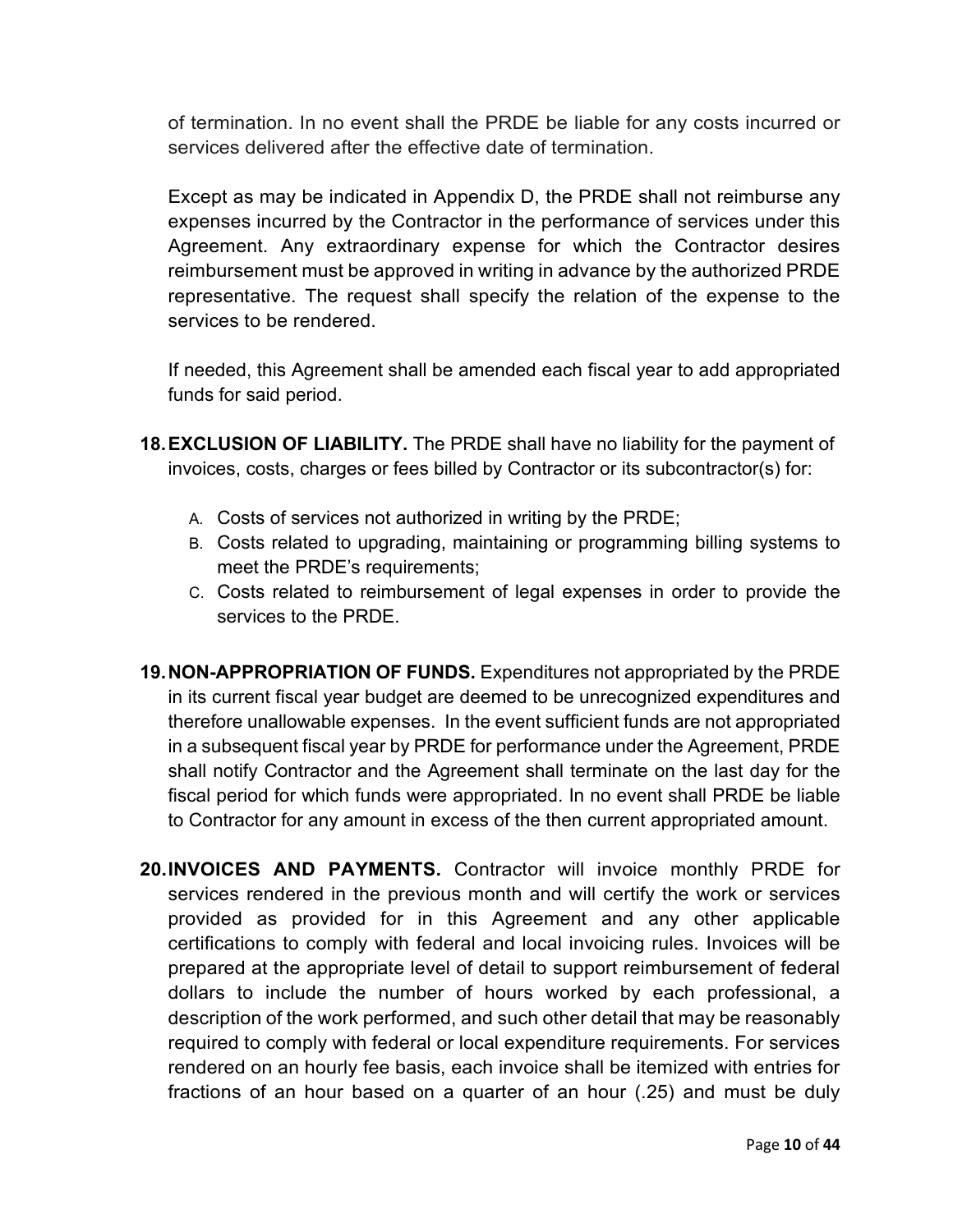of termination. In no event shall the PRDE be liable for any costs incurred or services delivered after the effective date of termination.

Except as may be indicated in Appendix D, the PRDE shall not reimburse any expenses incurred by the Contractor in the performance of services under this Agreement. Any extraordinary expense for which the Contractor desires reimbursement must be approved in writing in advance by the authorized PRDE representative. The request shall specify the relation of the expense to the services to be rendered.

If needed, this Agreement shall be amended each fiscal year to add appropriated funds for said period.

18. **EXCLUSION OF LIABILITY.** The PRDE shall have no liability for the payment of invoices, costs, charges or fees billed by Contractor or its subcontractor(s) for:

    A. Costs of services not authorized in writing by the PRDE;
    B. Costs related to upgrading, maintaining or programming billing systems to meet the PRDE's requirements;
    C. Costs related to reimbursement of legal expenses in order to provide the services to the PRDE.

19. **NON-APPROPRIATION OF FUNDS.** Expenditures not appropriated by the PRDE in its current fiscal year budget are deemed to be unrecognized expenditures and therefore unallowable expenses. In the event sufficient funds are not appropriated in a subsequent fiscal year by PRDE for performance under the Agreement, PRDE shall notify Contractor and the Agreement shall terminate on the last day for the fiscal period for which funds were appropriated. In no event shall PRDE be liable to Contractor for any amount in excess of the then current appropriated amount.

20. **INVOICES AND PAYMENTS.** Contractor will invoice monthly PRDE for services rendered in the previous month and will certify the work or services provided as provided for in this Agreement and any other applicable certifications to comply with federal and local invoicing rules. Invoices will be prepared at the appropriate level of detail to support reimbursement of federal dollars to include the number of hours worked by each professional, a description of the work performed, and such other detail that may be reasonably required to comply with federal or local expenditure requirements. For services rendered on an hourly fee basis, each invoice shall be itemized with entries for fractions of an hour based on a quarter of an hour (.25) and must be duly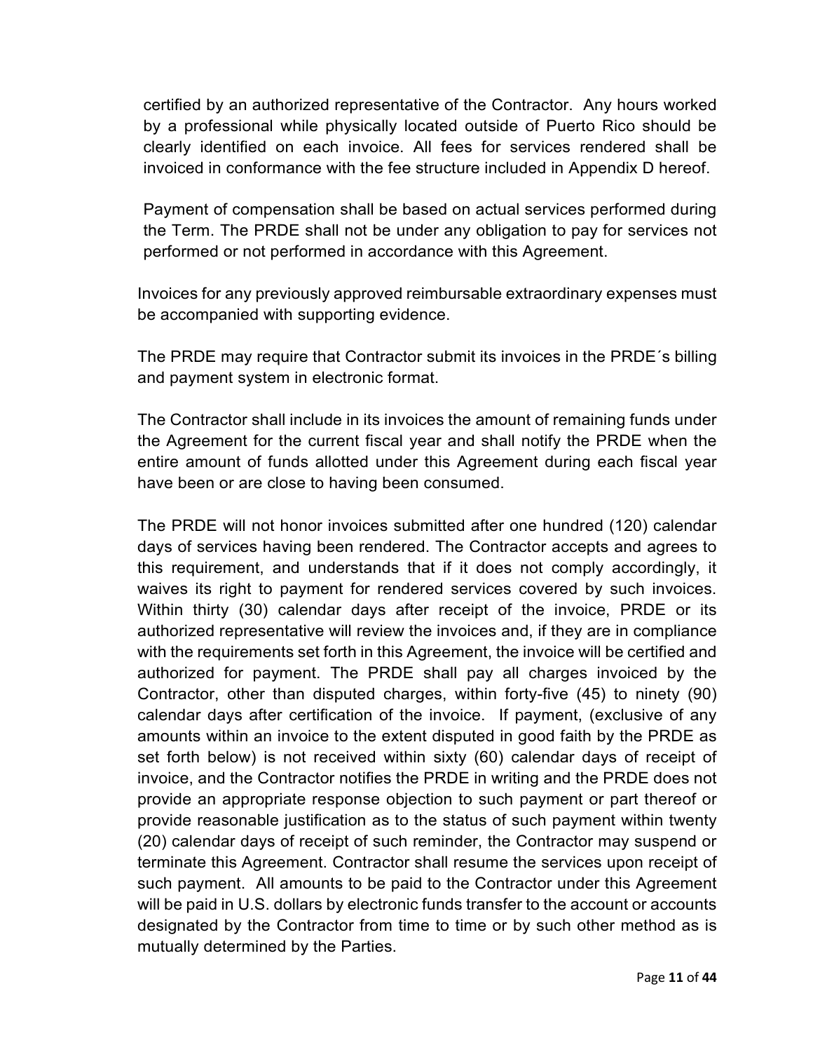certified by an authorized representative of the Contractor. Any hours worked by a professional while physically located outside of Puerto Rico should be clearly identified on each invoice. All fees for services rendered shall be invoiced in conformance with the fee structure included in Appendix D hereof.

Payment of compensation shall be based on actual services performed during the Term. The PRDE shall not be under any obligation to pay for services not performed or not performed in accordance with this Agreement.

Invoices for any previously approved reimbursable extraordinary expenses must be accompanied with supporting evidence.

The PRDE may require that Contractor submit its invoices in the PRDE´s billing and payment system in electronic format.

The Contractor shall include in its invoices the amount of remaining funds under the Agreement for the current fiscal year and shall notify the PRDE when the entire amount of funds allotted under this Agreement during each fiscal year have been or are close to having been consumed.

The PRDE will not honor invoices submitted after one hundred (120) calendar days of services having been rendered. The Contractor accepts and agrees to this requirement, and understands that if it does not comply accordingly, it waives its right to payment for rendered services covered by such invoices. Within thirty (30) calendar days after receipt of the invoice, PRDE or its authorized representative will review the invoices and, if they are in compliance with the requirements set forth in this Agreement, the invoice will be certified and authorized for payment. The PRDE shall pay all charges invoiced by the Contractor, other than disputed charges, within forty-five (45) to ninety (90) calendar days after certification of the invoice. If payment, (exclusive of any amounts within an invoice to the extent disputed in good faith by the PRDE as set forth below) is not received within sixty (60) calendar days of receipt of invoice, and the Contractor notifies the PRDE in writing and the PRDE does not provide an appropriate response objection to such payment or part thereof or provide reasonable justification as to the status of such payment within twenty (20) calendar days of receipt of such reminder, the Contractor may suspend or terminate this Agreement. Contractor shall resume the services upon receipt of such payment. All amounts to be paid to the Contractor under this Agreement will be paid in U.S. dollars by electronic funds transfer to the account or accounts designated by the Contractor from time to time or by such other method as is mutually determined by the Parties.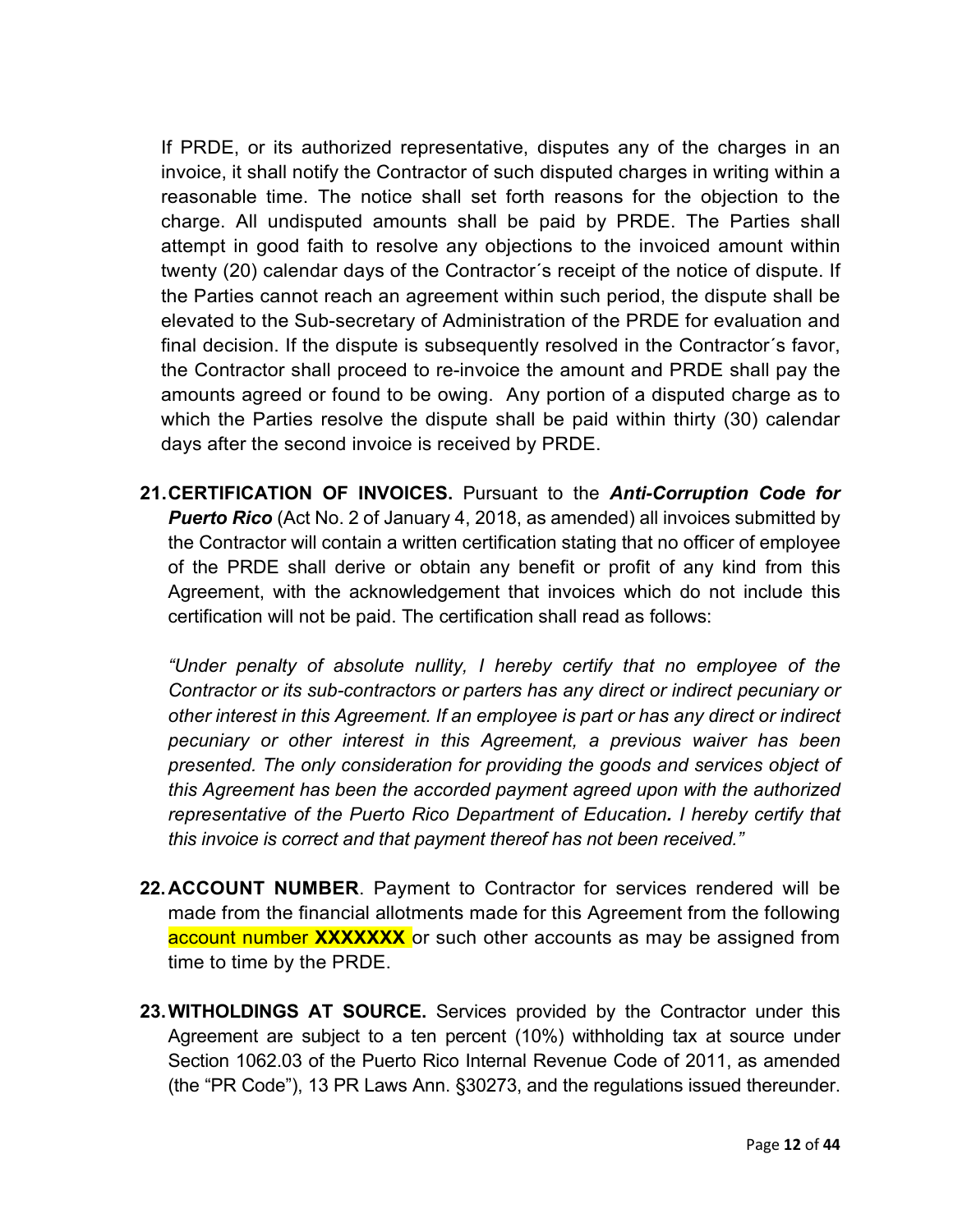If PRDE, or its authorized representative, disputes any of the charges in an invoice, it shall notify the Contractor of such disputed charges in writing within a reasonable time. The notice shall set forth reasons for the objection to the charge. All undisputed amounts shall be paid by PRDE. The Parties shall attempt in good faith to resolve any objections to the invoiced amount within twenty (20) calendar days of the Contractor´s receipt of the notice of dispute. If the Parties cannot reach an agreement within such period, the dispute shall be elevated to the Sub-secretary of Administration of the PRDE for evaluation and final decision. If the dispute is subsequently resolved in the Contractor´s favor, the Contractor shall proceed to re-invoice the amount and PRDE shall pay the amounts agreed or found to be owing. Any portion of a disputed charge as to which the Parties resolve the dispute shall be paid within thirty (30) calendar days after the second invoice is received by PRDE.

21. **CERTIFICATION OF INVOICES.** Pursuant to the ***Anti-Corruption Code for Puerto Rico*** (Act No. 2 of January 4, 2018, as amended) all invoices submitted by the Contractor will contain a written certification stating that no officer of employee of the PRDE shall derive or obtain any benefit or profit of any kind from this Agreement, with the acknowledgement that invoices which do not include this certification will not be paid. The certification shall read as follows:

    *“Under penalty of absolute nullity, I hereby certify that no employee of the Contractor or its sub-contractors or parters has any direct or indirect pecuniary or other interest in this Agreement. If an employee is part or has any direct or indirect pecuniary or other interest in this Agreement, a previous waiver has been presented. The only consideration for providing the goods and services object of this Agreement has been the accorded payment agreed upon with the authorized representative of the Puerto Rico Department of Education**.** I hereby certify that this invoice is correct and that payment thereof has not been received.”*

22. **ACCOUNT NUMBER**. Payment to Contractor for services rendered will be made from the financial allotments made for this Agreement from the following account number **XXXXXXX** or such other accounts as may be assigned from time to time by the PRDE.

23. **WITHOLDINGS AT SOURCE.** Services provided by the Contractor under this Agreement are subject to a ten percent (10%) withholding tax at source under Section 1062.03 of the Puerto Rico Internal Revenue Code of 2011, as amended (the “PR Code”), 13 PR Laws Ann. §30273, and the regulations issued thereunder.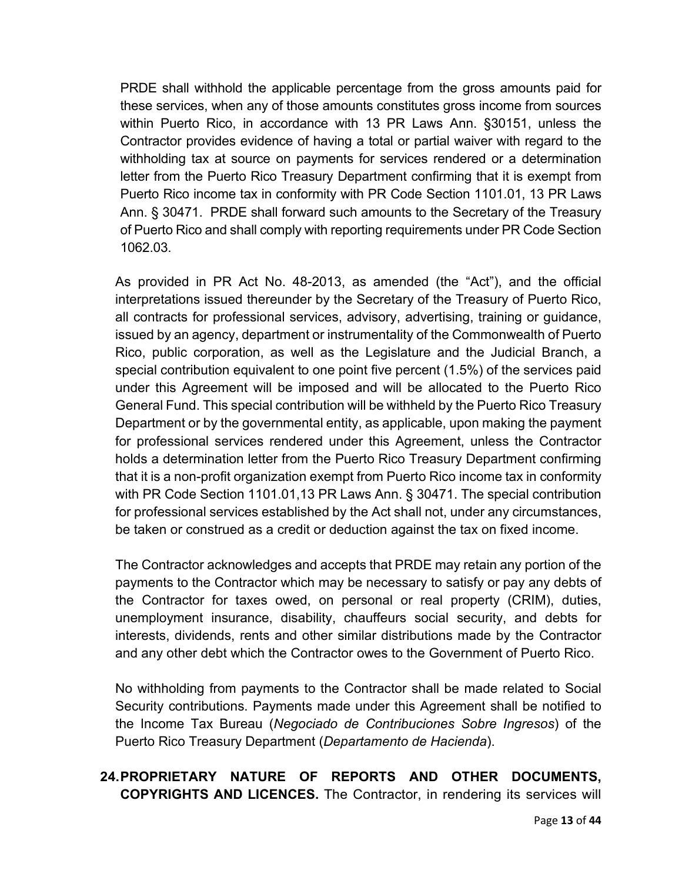PRDE shall withhold the applicable percentage from the gross amounts paid for these services, when any of those amounts constitutes gross income from sources within Puerto Rico, in accordance with 13 PR Laws Ann. §30151, unless the Contractor provides evidence of having a total or partial waiver with regard to the withholding tax at source on payments for services rendered or a determination letter from the Puerto Rico Treasury Department confirming that it is exempt from Puerto Rico income tax in conformity with PR Code Section 1101.01, 13 PR Laws Ann. § 30471. PRDE shall forward such amounts to the Secretary of the Treasury of Puerto Rico and shall comply with reporting requirements under PR Code Section 1062.03.

As provided in PR Act No. 48-2013, as amended (the "Act"), and the official interpretations issued thereunder by the Secretary of the Treasury of Puerto Rico, all contracts for professional services, advisory, advertising, training or guidance, issued by an agency, department or instrumentality of the Commonwealth of Puerto Rico, public corporation, as well as the Legislature and the Judicial Branch, a special contribution equivalent to one point five percent (1.5%) of the services paid under this Agreement will be imposed and will be allocated to the Puerto Rico General Fund. This special contribution will be withheld by the Puerto Rico Treasury Department or by the governmental entity, as applicable, upon making the payment for professional services rendered under this Agreement, unless the Contractor holds a determination letter from the Puerto Rico Treasury Department confirming that it is a non-profit organization exempt from Puerto Rico income tax in conformity with PR Code Section 1101.01,13 PR Laws Ann. § 30471. The special contribution for professional services established by the Act shall not, under any circumstances, be taken or construed as a credit or deduction against the tax on fixed income.

The Contractor acknowledges and accepts that PRDE may retain any portion of the payments to the Contractor which may be necessary to satisfy or pay any debts of the Contractor for taxes owed, on personal or real property (CRIM), duties, unemployment insurance, disability, chauffeurs social security, and debts for interests, dividends, rents and other similar distributions made by the Contractor and any other debt which the Contractor owes to the Government of Puerto Rico.

No withholding from payments to the Contractor shall be made related to Social Security contributions. Payments made under this Agreement shall be notified to the Income Tax Bureau (*Negociado de Contribuciones Sobre Ingresos*) of the Puerto Rico Treasury Department (*Departamento de Hacienda*).

24. **PROPRIETARY NATURE OF REPORTS AND OTHER DOCUMENTS, COPYRIGHTS AND LICENCES.** The Contractor, in rendering its services will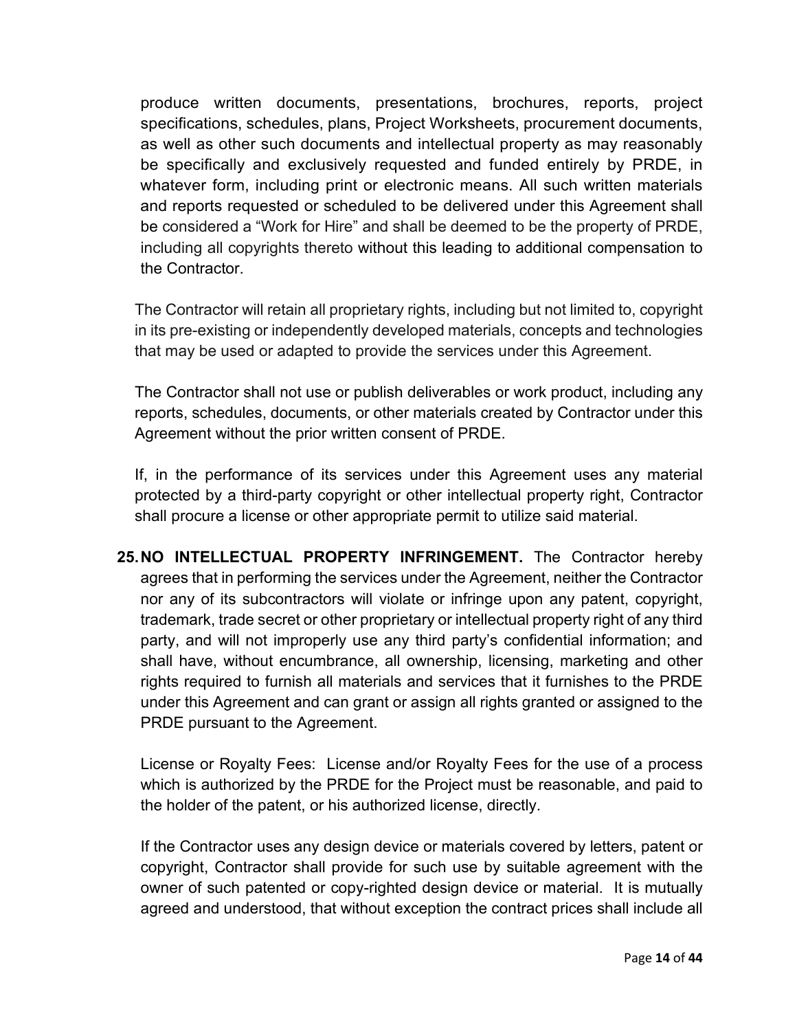produce written documents, presentations, brochures, reports, project specifications, schedules, plans, Project Worksheets, procurement documents, as well as other such documents and intellectual property as may reasonably be specifically and exclusively requested and funded entirely by PRDE, in whatever form, including print or electronic means. All such written materials and reports requested or scheduled to be delivered under this Agreement shall be considered a "Work for Hire" and shall be deemed to be the property of PRDE, including all copyrights thereto without this leading to additional compensation to the Contractor.

The Contractor will retain all proprietary rights, including but not limited to, copyright in its pre-existing or independently developed materials, concepts and technologies that may be used or adapted to provide the services under this Agreement.

The Contractor shall not use or publish deliverables or work product, including any reports, schedules, documents, or other materials created by Contractor under this Agreement without the prior written consent of PRDE.

If, in the performance of its services under this Agreement uses any material protected by a third-party copyright or other intellectual property right, Contractor shall procure a license or other appropriate permit to utilize said material.

25. **NO INTELLECTUAL PROPERTY INFRINGEMENT.** The Contractor hereby agrees that in performing the services under the Agreement, neither the Contractor nor any of its subcontractors will violate or infringe upon any patent, copyright, trademark, trade secret or other proprietary or intellectual property right of any third party, and will not improperly use any third party's confidential information; and shall have, without encumbrance, all ownership, licensing, marketing and other rights required to furnish all materials and services that it furnishes to the PRDE under this Agreement and can grant or assign all rights granted or assigned to the PRDE pursuant to the Agreement.

   License or Royalty Fees: License and/or Royalty Fees for the use of a process which is authorized by the PRDE for the Project must be reasonable, and paid to the holder of the patent, or his authorized license, directly.

   If the Contractor uses any design device or materials covered by letters, patent or copyright, Contractor shall provide for such use by suitable agreement with the owner of such patented or copy-righted design device or material. It is mutually agreed and understood, that without exception the contract prices shall include all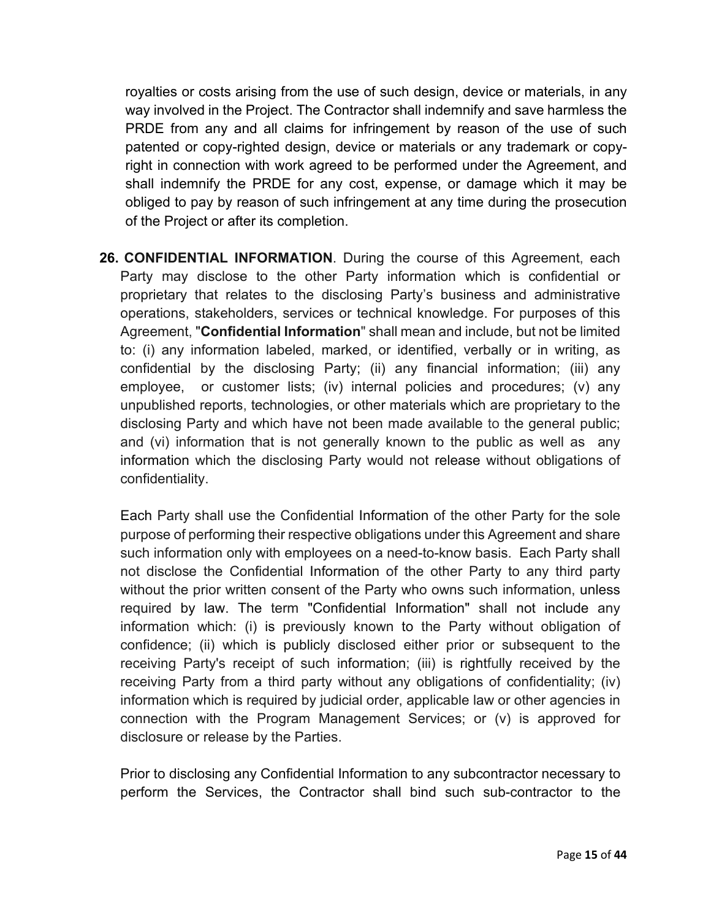royalties or costs arising from the use of such design, device or materials, in any way involved in the Project. The Contractor shall indemnify and save harmless the PRDE from any and all claims for infringement by reason of the use of such patented or copy-righted design, device or materials or any trademark or copy-right in connection with work agreed to be performed under the Agreement, and shall indemnify the PRDE for any cost, expense, or damage which it may be obliged to pay by reason of such infringement at any time during the prosecution of the Project or after its completion.

**26. CONFIDENTIAL INFORMATION**. During the course of this Agreement, each Party may disclose to the other Party information which is confidential or proprietary that relates to the disclosing Party's business and administrative operations, stakeholders, services or technical knowledge. For purposes of this Agreement, "**Confidential Information**" shall mean and include, but not be limited to: (i) any information labeled, marked, or identified, verbally or in writing, as confidential by the disclosing Party; (ii) any financial information; (iii) any employee, or customer lists; (iv) internal policies and procedures; (v) any unpublished reports, technologies, or other materials which are proprietary to the disclosing Party and which have not been made available to the general public; and (vi) information that is not generally known to the public as well as any information which the disclosing Party would not release without obligations of confidentiality.

Each Party shall use the Confidential Information of the other Party for the sole purpose of performing their respective obligations under this Agreement and share such information only with employees on a need-to-know basis. Each Party shall not disclose the Confidential Information of the other Party to any third party without the prior written consent of the Party who owns such information, unless required by law. The term "Confidential Information" shall not include any information which: (i) is previously known to the Party without obligation of confidence; (ii) which is publicly disclosed either prior or subsequent to the receiving Party's receipt of such information; (iii) is rightfully received by the receiving Party from a third party without any obligations of confidentiality; (iv) information which is required by judicial order, applicable law or other agencies in connection with the Program Management Services; or (v) is approved for disclosure or release by the Parties.

Prior to disclosing any Confidential Information to any subcontractor necessary to perform the Services, the Contractor shall bind such sub-contractor to the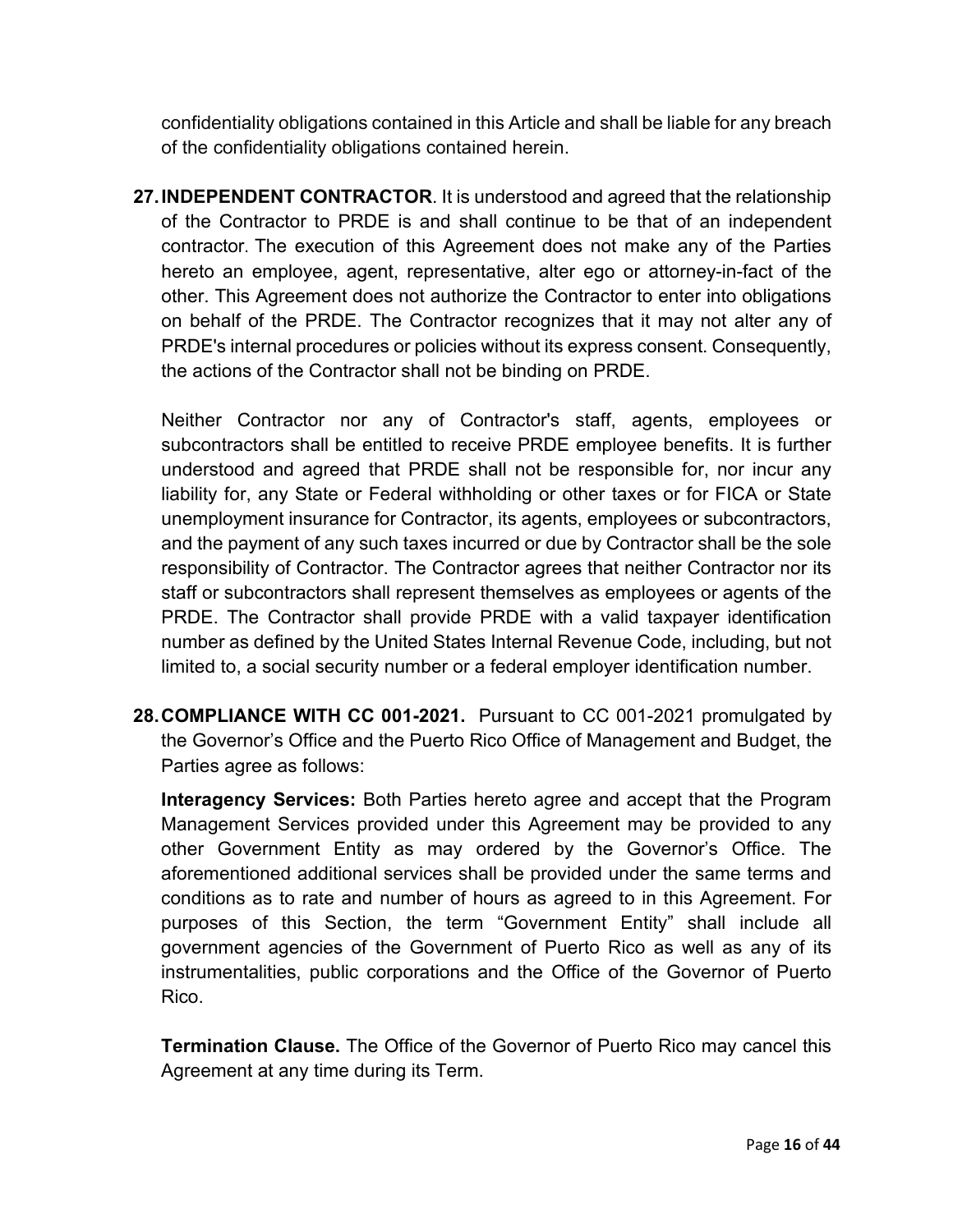confidentiality obligations contained in this Article and shall be liable for any breach of the confidentiality obligations contained herein.

27. **INDEPENDENT CONTRACTOR**. It is understood and agreed that the relationship of the Contractor to PRDE is and shall continue to be that of an independent contractor. The execution of this Agreement does not make any of the Parties hereto an employee, agent, representative, alter ego or attorney-in-fact of the other. This Agreement does not authorize the Contractor to enter into obligations on behalf of the PRDE. The Contractor recognizes that it may not alter any of PRDE's internal procedures or policies without its express consent. Consequently, the actions of the Contractor shall not be binding on PRDE.

    Neither Contractor nor any of Contractor's staff, agents, employees or subcontractors shall be entitled to receive PRDE employee benefits. It is further understood and agreed that PRDE shall not be responsible for, nor incur any liability for, any State or Federal withholding or other taxes or for FICA or State unemployment insurance for Contractor, its agents, employees or subcontractors, and the payment of any such taxes incurred or due by Contractor shall be the sole responsibility of Contractor. The Contractor agrees that neither Contractor nor its staff or subcontractors shall represent themselves as employees or agents of the PRDE. The Contractor shall provide PRDE with a valid taxpayer identification number as defined by the United States Internal Revenue Code, including, but not limited to, a social security number or a federal employer identification number.

28. **COMPLIANCE WITH CC 001-2021.** Pursuant to CC 001-2021 promulgated by the Governor's Office and the Puerto Rico Office of Management and Budget, the Parties agree as follows:

    **Interagency Services:** Both Parties hereto agree and accept that the Program Management Services provided under this Agreement may be provided to any other Government Entity as may ordered by the Governor's Office. The aforementioned additional services shall be provided under the same terms and conditions as to rate and number of hours as agreed to in this Agreement. For purposes of this Section, the term "Government Entity" shall include all government agencies of the Government of Puerto Rico as well as any of its instrumentalities, public corporations and the Office of the Governor of Puerto Rico.

    **Termination Clause.** The Office of the Governor of Puerto Rico may cancel this Agreement at any time during its Term.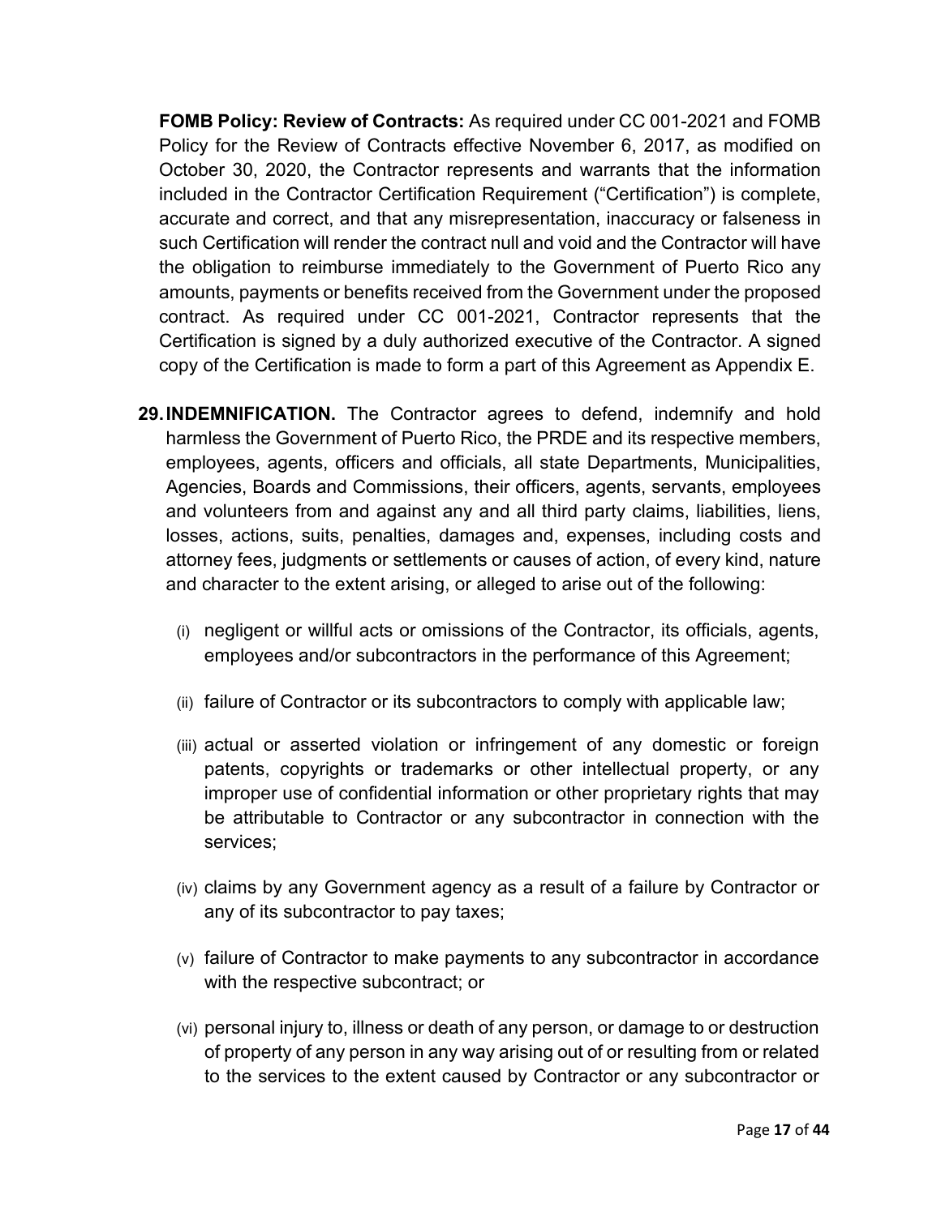**FOMB Policy: Review of Contracts:** As required under CC 001-2021 and FOMB Policy for the Review of Contracts effective November 6, 2017, as modified on October 30, 2020, the Contractor represents and warrants that the information included in the Contractor Certification Requirement ("Certification") is complete, accurate and correct, and that any misrepresentation, inaccuracy or falseness in such Certification will render the contract null and void and the Contractor will have the obligation to reimburse immediately to the Government of Puerto Rico any amounts, payments or benefits received from the Government under the proposed contract. As required under CC 001-2021, Contractor represents that the Certification is signed by a duly authorized executive of the Contractor. A signed copy of the Certification is made to form a part of this Agreement as Appendix E.

**29. INDEMNIFICATION.** The Contractor agrees to defend, indemnify and hold harmless the Government of Puerto Rico, the PRDE and its respective members, employees, agents, officers and officials, all state Departments, Municipalities, Agencies, Boards and Commissions, their officers, agents, servants, employees and volunteers from and against any and all third party claims, liabilities, liens, losses, actions, suits, penalties, damages and, expenses, including costs and attorney fees, judgments or settlements or causes of action, of every kind, nature and character to the extent arising, or alleged to arise out of the following:

(i) negligent or willful acts or omissions of the Contractor, its officials, agents, employees and/or subcontractors in the performance of this Agreement;

(ii) failure of Contractor or its subcontractors to comply with applicable law;

(iii) actual or asserted violation or infringement of any domestic or foreign patents, copyrights or trademarks or other intellectual property, or any improper use of confidential information or other proprietary rights that may be attributable to Contractor or any subcontractor in connection with the services;

(iv) claims by any Government agency as a result of a failure by Contractor or any of its subcontractor to pay taxes;

(v) failure of Contractor to make payments to any subcontractor in accordance with the respective subcontract; or

(vi) personal injury to, illness or death of any person, or damage to or destruction of property of any person in any way arising out of or resulting from or related to the services to the extent caused by Contractor or any subcontractor or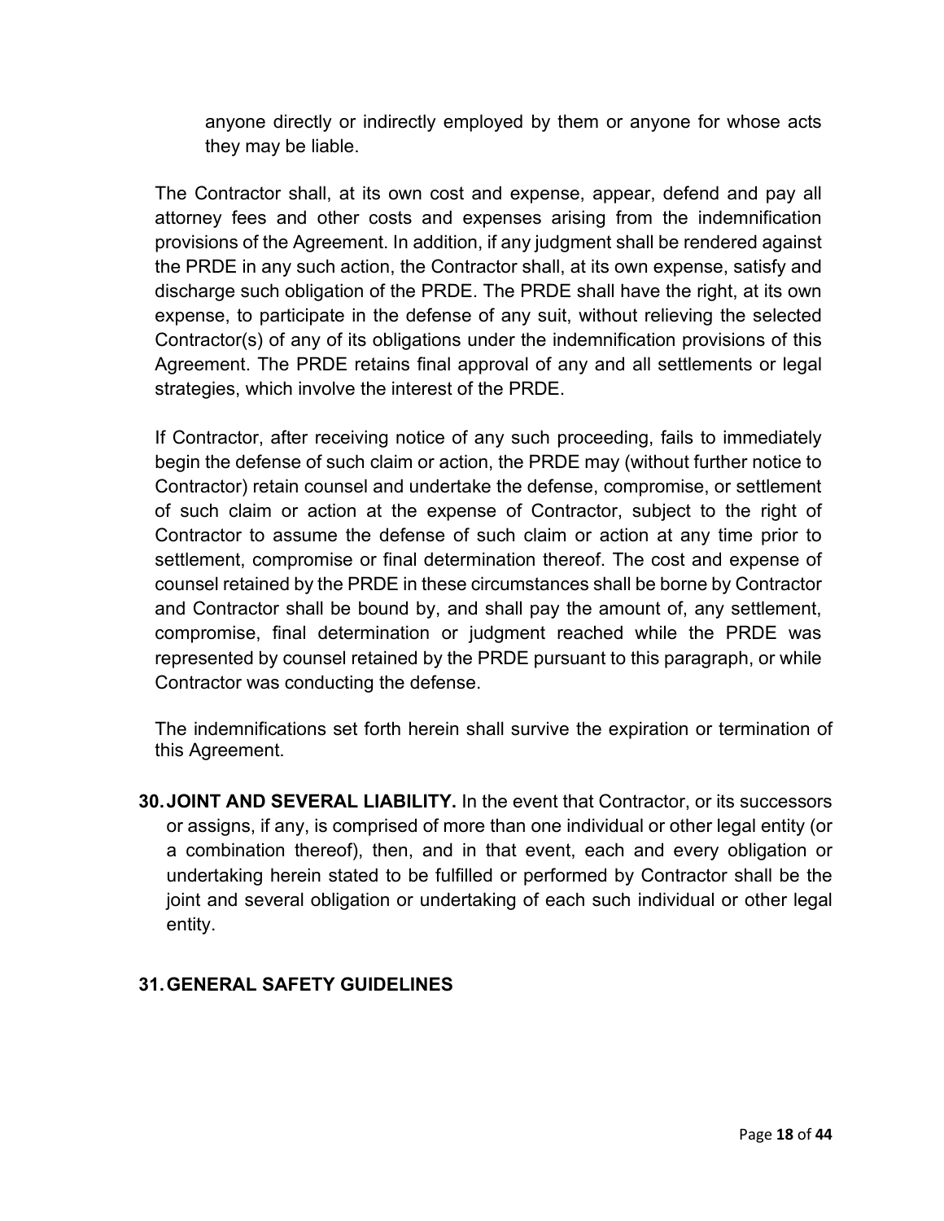anyone directly or indirectly employed by them or anyone for whose acts they may be liable.

The Contractor shall, at its own cost and expense, appear, defend and pay all attorney fees and other costs and expenses arising from the indemnification provisions of the Agreement. In addition, if any judgment shall be rendered against the PRDE in any such action, the Contractor shall, at its own expense, satisfy and discharge such obligation of the PRDE. The PRDE shall have the right, at its own expense, to participate in the defense of any suit, without relieving the selected Contractor(s) of any of its obligations under the indemnification provisions of this Agreement. The PRDE retains final approval of any and all settlements or legal strategies, which involve the interest of the PRDE.

If Contractor, after receiving notice of any such proceeding, fails to immediately begin the defense of such claim or action, the PRDE may (without further notice to Contractor) retain counsel and undertake the defense, compromise, or settlement of such claim or action at the expense of Contractor, subject to the right of Contractor to assume the defense of such claim or action at any time prior to settlement, compromise or final determination thereof. The cost and expense of counsel retained by the PRDE in these circumstances shall be borne by Contractor and Contractor shall be bound by, and shall pay the amount of, any settlement, compromise, final determination or judgment reached while the PRDE was represented by counsel retained by the PRDE pursuant to this paragraph, or while Contractor was conducting the defense.

The indemnifications set forth herein shall survive the expiration or termination of this Agreement.

30. **JOINT AND SEVERAL LIABILITY.** In the event that Contractor, or its successors or assigns, if any, is comprised of more than one individual or other legal entity (or a combination thereof), then, and in that event, each and every obligation or undertaking herein stated to be fulfilled or performed by Contractor shall be the joint and several obligation or undertaking of each such individual or other legal entity.

31. **GENERAL SAFETY GUIDELINES**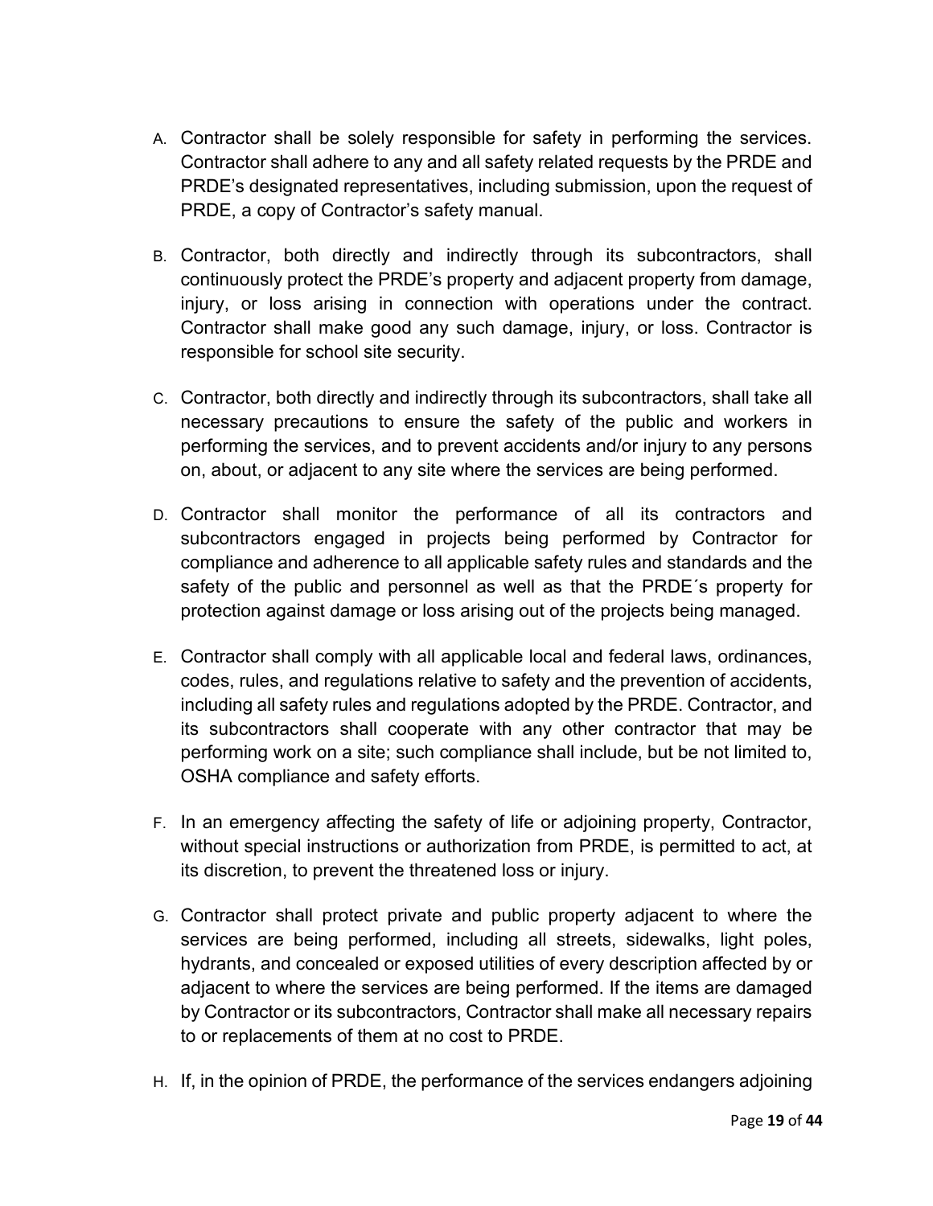A. Contractor shall be solely responsible for safety in performing the services. Contractor shall adhere to any and all safety related requests by the PRDE and PRDE's designated representatives, including submission, upon the request of PRDE, a copy of Contractor's safety manual.

B. Contractor, both directly and indirectly through its subcontractors, shall continuously protect the PRDE's property and adjacent property from damage, injury, or loss arising in connection with operations under the contract. Contractor shall make good any such damage, injury, or loss. Contractor is responsible for school site security.

C. Contractor, both directly and indirectly through its subcontractors, shall take all necessary precautions to ensure the safety of the public and workers in performing the services, and to prevent accidents and/or injury to any persons on, about, or adjacent to any site where the services are being performed.

D. Contractor shall monitor the performance of all its contractors and subcontractors engaged in projects being performed by Contractor for compliance and adherence to all applicable safety rules and standards and the safety of the public and personnel as well as that the PRDE´s property for protection against damage or loss arising out of the projects being managed.

E. Contractor shall comply with all applicable local and federal laws, ordinances, codes, rules, and regulations relative to safety and the prevention of accidents, including all safety rules and regulations adopted by the PRDE. Contractor, and its subcontractors shall cooperate with any other contractor that may be performing work on a site; such compliance shall include, but be not limited to, OSHA compliance and safety efforts.

F. In an emergency affecting the safety of life or adjoining property, Contractor, without special instructions or authorization from PRDE, is permitted to act, at its discretion, to prevent the threatened loss or injury.

G. Contractor shall protect private and public property adjacent to where the services are being performed, including all streets, sidewalks, light poles, hydrants, and concealed or exposed utilities of every description affected by or adjacent to where the services are being performed. If the items are damaged by Contractor or its subcontractors, Contractor shall make all necessary repairs to or replacements of them at no cost to PRDE.

H. If, in the opinion of PRDE, the performance of the services endangers adjoining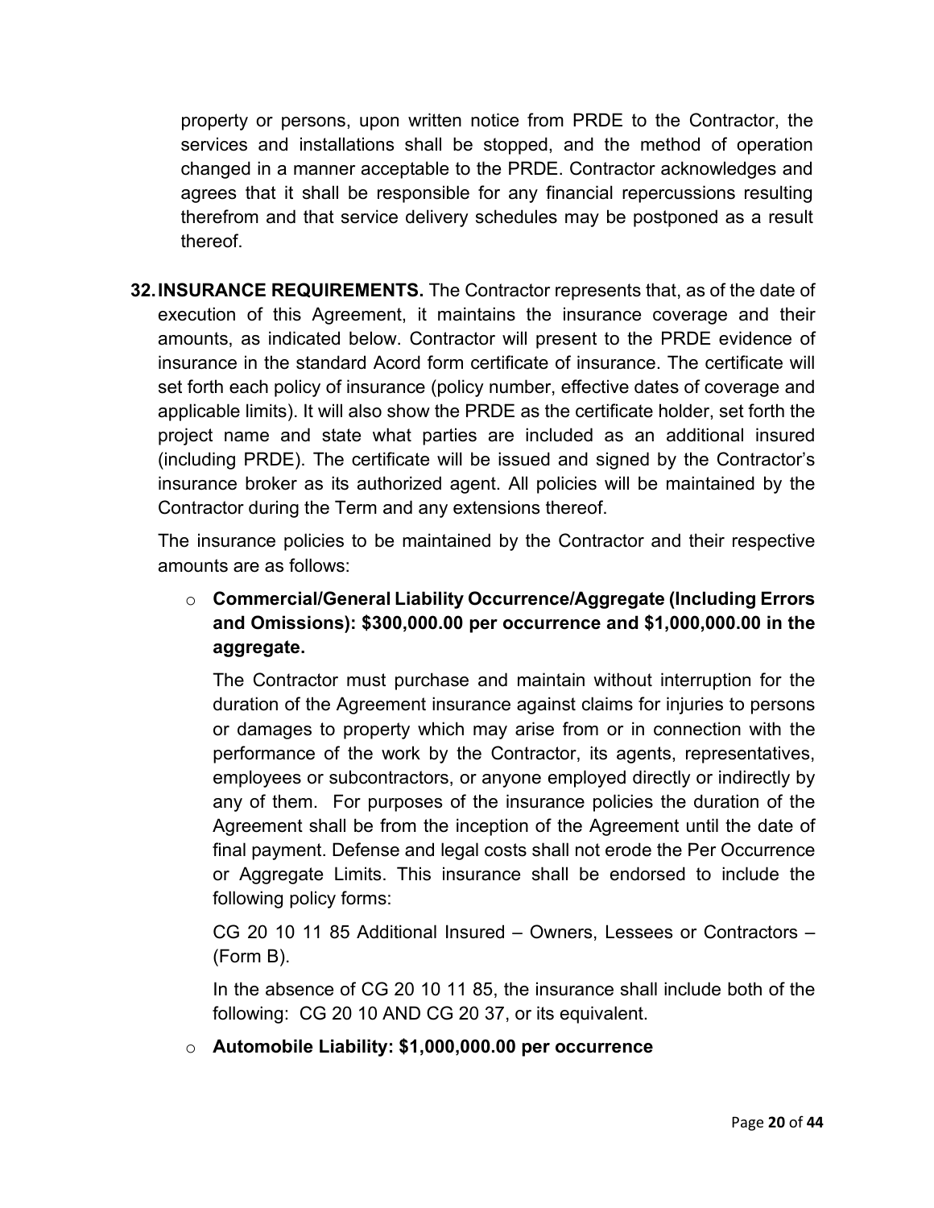property or persons, upon written notice from PRDE to the Contractor, the services and installations shall be stopped, and the method of operation changed in a manner acceptable to the PRDE. Contractor acknowledges and agrees that it shall be responsible for any financial repercussions resulting therefrom and that service delivery schedules may be postponed as a result thereof.

32. **INSURANCE REQUIREMENTS.** The Contractor represents that, as of the date of execution of this Agreement, it maintains the insurance coverage and their amounts, as indicated below. Contractor will present to the PRDE evidence of insurance in the standard Acord form certificate of insurance. The certificate will set forth each policy of insurance (policy number, effective dates of coverage and applicable limits). It will also show the PRDE as the certificate holder, set forth the project name and state what parties are included as an additional insured (including PRDE). The certificate will be issued and signed by the Contractor's insurance broker as its authorized agent. All policies will be maintained by the Contractor during the Term and any extensions thereof.

    The insurance policies to be maintained by the Contractor and their respective amounts are as follows:

    - **Commercial/General Liability Occurrence/Aggregate (Including Errors and Omissions): $300,000.00 per occurrence and $1,000,000.00 in the aggregate.**

      The Contractor must purchase and maintain without interruption for the duration of the Agreement insurance against claims for injuries to persons or damages to property which may arise from or in connection with the performance of the work by the Contractor, its agents, representatives, employees or subcontractors, or anyone employed directly or indirectly by any of them. For purposes of the insurance policies the duration of the Agreement shall be from the inception of the Agreement until the date of final payment. Defense and legal costs shall not erode the Per Occurrence or Aggregate Limits. This insurance shall be endorsed to include the following policy forms:

      CG 20 10 11 85 Additional Insured – Owners, Lessees or Contractors – (Form B).

      In the absence of CG 20 10 11 85, the insurance shall include both of the following: CG 20 10 AND CG 20 37, or its equivalent.

    - **Automobile Liability: $1,000,000.00 per occurrence**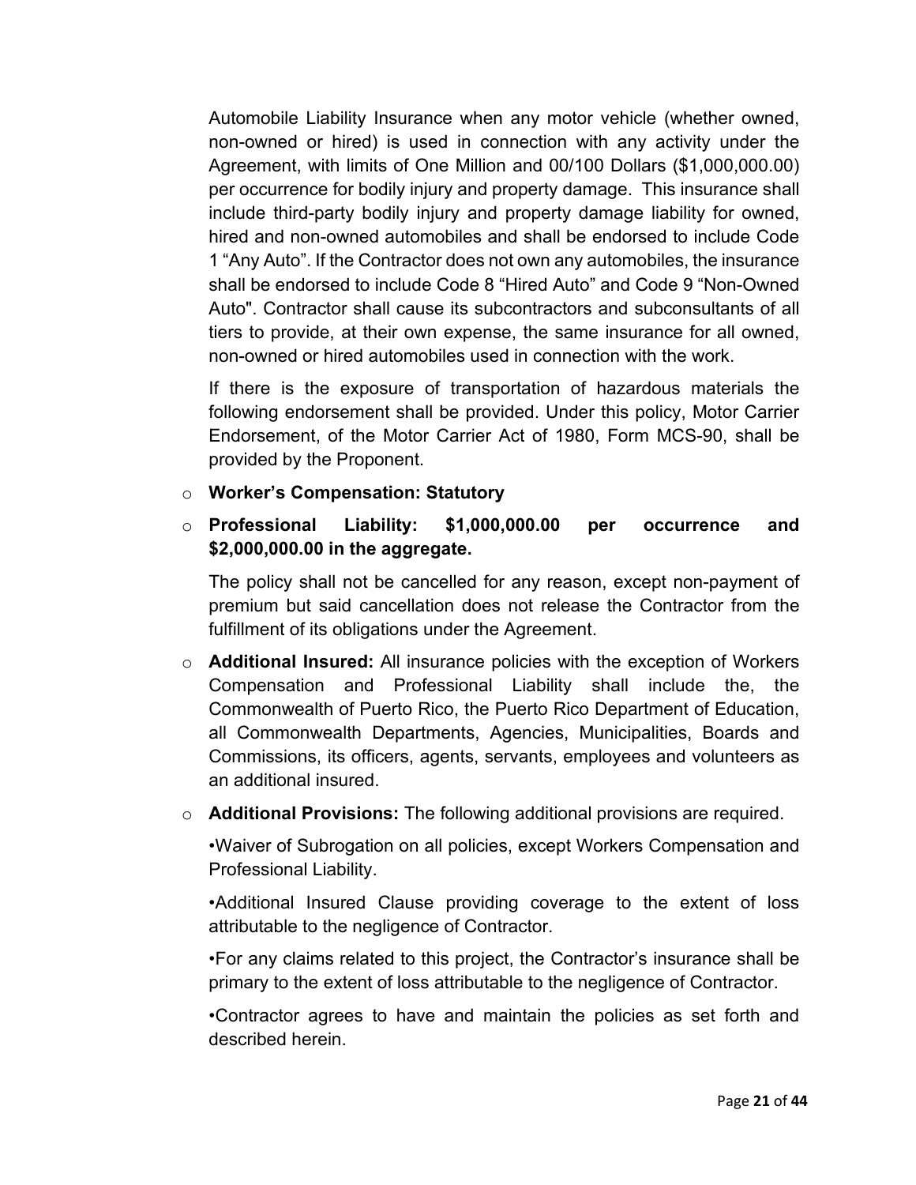Automobile Liability Insurance when any motor vehicle (whether owned, non-owned or hired) is used in connection with any activity under the Agreement, with limits of One Million and 00/100 Dollars ($1,000,000.00) per occurrence for bodily injury and property damage. This insurance shall include third-party bodily injury and property damage liability for owned, hired and non-owned automobiles and shall be endorsed to include Code 1 "Any Auto". If the Contractor does not own any automobiles, the insurance shall be endorsed to include Code 8 "Hired Auto" and Code 9 "Non-Owned Auto". Contractor shall cause its subcontractors and subconsultants of all tiers to provide, at their own expense, the same insurance for all owned, non-owned or hired automobiles used in connection with the work.

If there is the exposure of transportation of hazardous materials the following endorsement shall be provided. Under this policy, Motor Carrier Endorsement, of the Motor Carrier Act of 1980, Form MCS-90, shall be provided by the Proponent.

- **Worker's Compensation: Statutory**
- **Professional Liability: $1,000,000.00 per occurrence and $2,000,000.00 in the aggregate.**

  The policy shall not be cancelled for any reason, except non-payment of premium but said cancellation does not release the Contractor from the fulfillment of its obligations under the Agreement.

- **Additional Insured:** All insurance policies with the exception of Workers Compensation and Professional Liability shall include the, the Commonwealth of Puerto Rico, the Puerto Rico Department of Education, all Commonwealth Departments, Agencies, Municipalities, Boards and Commissions, its officers, agents, servants, employees and volunteers as an additional insured.
- **Additional Provisions:** The following additional provisions are required.

  •Waiver of Subrogation on all policies, except Workers Compensation and Professional Liability.

  •Additional Insured Clause providing coverage to the extent of loss attributable to the negligence of Contractor.

  •For any claims related to this project, the Contractor's insurance shall be primary to the extent of loss attributable to the negligence of Contractor.

  •Contractor agrees to have and maintain the policies as set forth and described herein.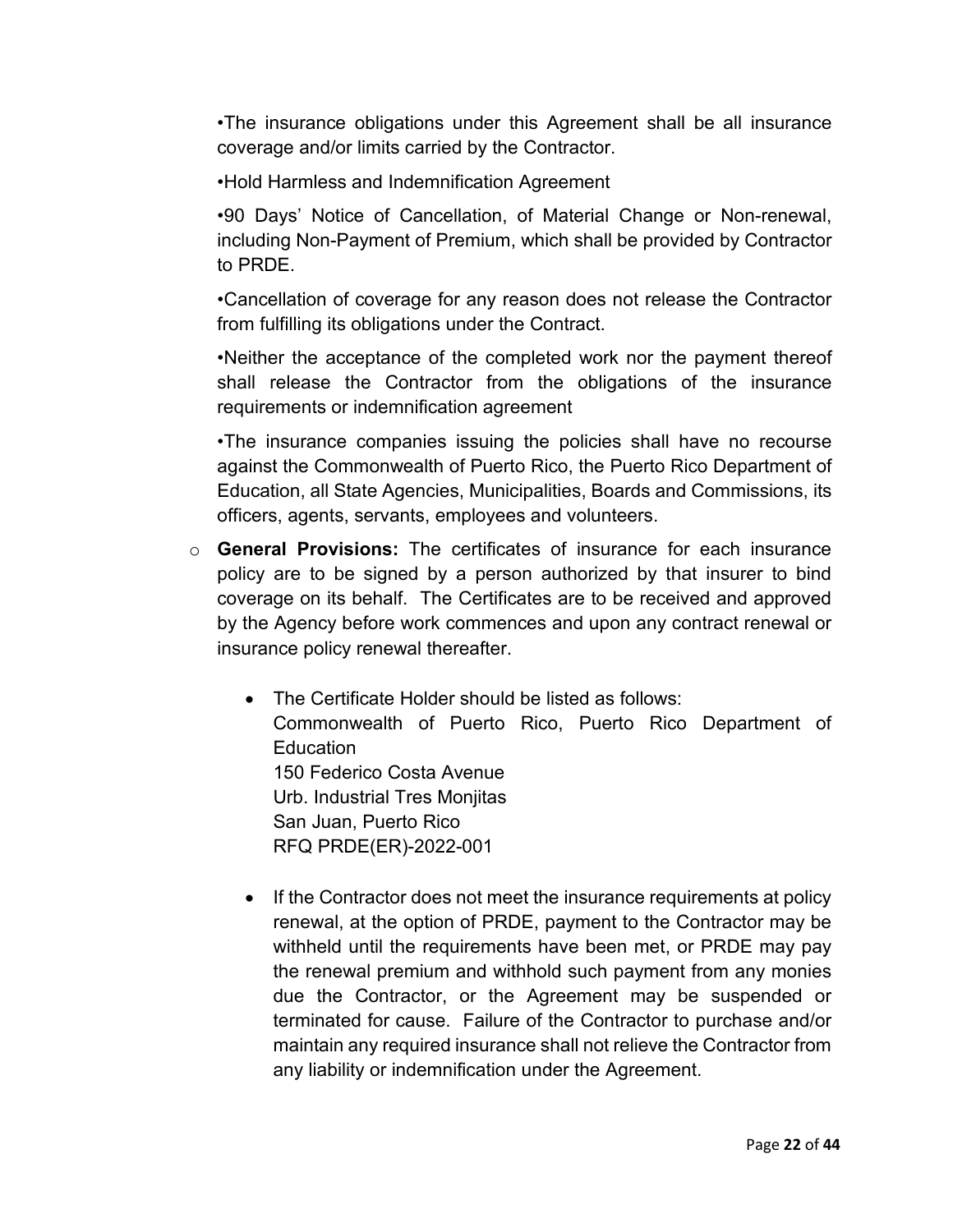•The insurance obligations under this Agreement shall be all insurance coverage and/or limits carried by the Contractor.

•Hold Harmless and Indemnification Agreement

•90 Days' Notice of Cancellation, of Material Change or Non-renewal, including Non-Payment of Premium, which shall be provided by Contractor to PRDE.

•Cancellation of coverage for any reason does not release the Contractor from fulfilling its obligations under the Contract.

•Neither the acceptance of the completed work nor the payment thereof shall release the Contractor from the obligations of the insurance requirements or indemnification agreement

•The insurance companies issuing the policies shall have no recourse against the Commonwealth of Puerto Rico, the Puerto Rico Department of Education, all State Agencies, Municipalities, Boards and Commissions, its officers, agents, servants, employees and volunteers.

- **General Provisions:** The certificates of insurance for each insurance policy are to be signed by a person authorized by that insurer to bind coverage on its behalf. The Certificates are to be received and approved by the Agency before work commences and upon any contract renewal or insurance policy renewal thereafter.

  - The Certificate Holder should be listed as follows:
    Commonwealth of Puerto Rico, Puerto Rico Department of Education
    150 Federico Costa Avenue
    Urb. Industrial Tres Monjitas
    San Juan, Puerto Rico
    RFQ PRDE(ER)-2022-001

  - If the Contractor does not meet the insurance requirements at policy renewal, at the option of PRDE, payment to the Contractor may be withheld until the requirements have been met, or PRDE may pay the renewal premium and withhold such payment from any monies due the Contractor, or the Agreement may be suspended or terminated for cause. Failure of the Contractor to purchase and/or maintain any required insurance shall not relieve the Contractor from any liability or indemnification under the Agreement.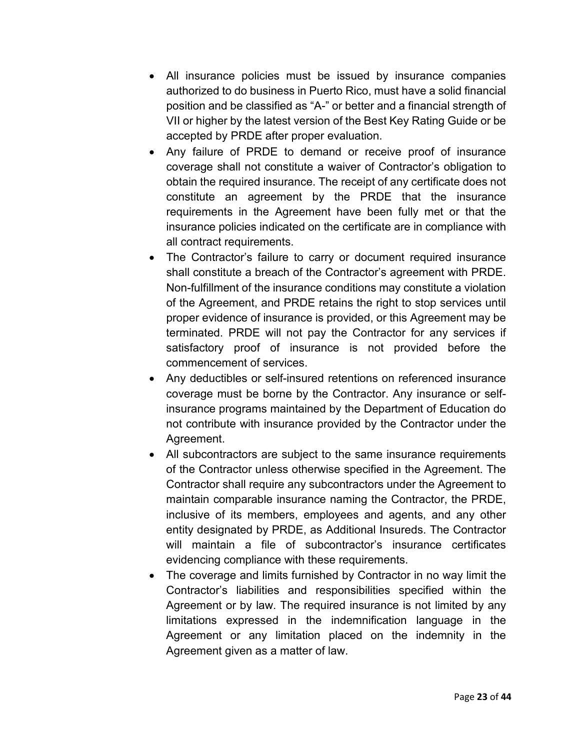- All insurance policies must be issued by insurance companies authorized to do business in Puerto Rico, must have a solid financial position and be classified as "A-" or better and a financial strength of VII or higher by the latest version of the Best Key Rating Guide or be accepted by PRDE after proper evaluation.
- Any failure of PRDE to demand or receive proof of insurance coverage shall not constitute a waiver of Contractor's obligation to obtain the required insurance. The receipt of any certificate does not constitute an agreement by the PRDE that the insurance requirements in the Agreement have been fully met or that the insurance policies indicated on the certificate are in compliance with all contract requirements.
- The Contractor's failure to carry or document required insurance shall constitute a breach of the Contractor's agreement with PRDE. Non-fulfillment of the insurance conditions may constitute a violation of the Agreement, and PRDE retains the right to stop services until proper evidence of insurance is provided, or this Agreement may be terminated. PRDE will not pay the Contractor for any services if satisfactory proof of insurance is not provided before the commencement of services.
- Any deductibles or self-insured retentions on referenced insurance coverage must be borne by the Contractor. Any insurance or self-insurance programs maintained by the Department of Education do not contribute with insurance provided by the Contractor under the Agreement.
- All subcontractors are subject to the same insurance requirements of the Contractor unless otherwise specified in the Agreement. The Contractor shall require any subcontractors under the Agreement to maintain comparable insurance naming the Contractor, the PRDE, inclusive of its members, employees and agents, and any other entity designated by PRDE, as Additional Insureds. The Contractor will maintain a file of subcontractor's insurance certificates evidencing compliance with these requirements.
- The coverage and limits furnished by Contractor in no way limit the Contractor's liabilities and responsibilities specified within the Agreement or by law. The required insurance is not limited by any limitations expressed in the indemnification language in the Agreement or any limitation placed on the indemnity in the Agreement given as a matter of law.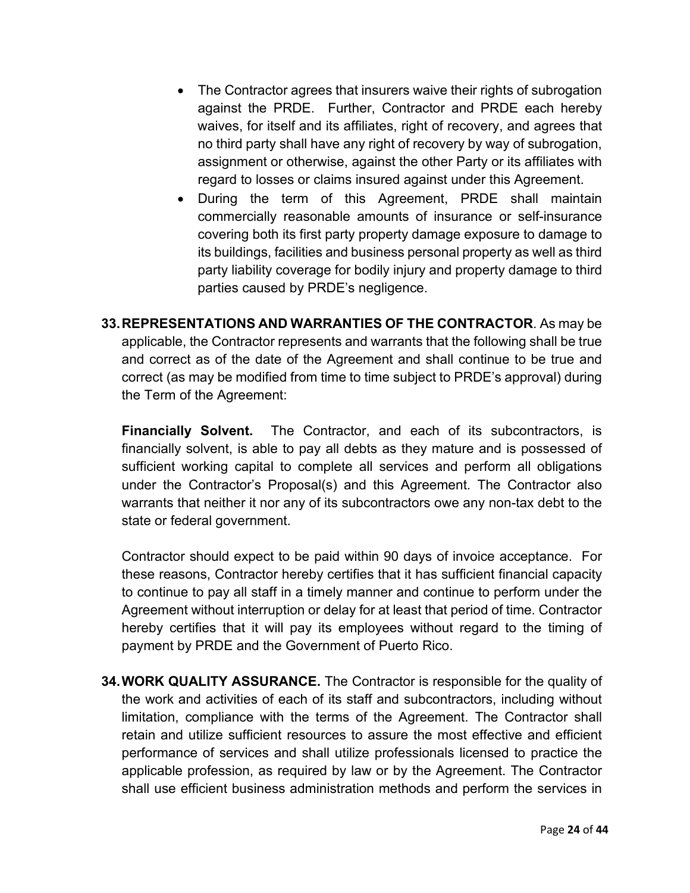- The Contractor agrees that insurers waive their rights of subrogation against the PRDE. Further, Contractor and PRDE each hereby waives, for itself and its affiliates, right of recovery, and agrees that no third party shall have any right of recovery by way of subrogation, assignment or otherwise, against the other Party or its affiliates with regard to losses or claims insured against under this Agreement.
- During the term of this Agreement, PRDE shall maintain commercially reasonable amounts of insurance or self-insurance covering both its first party property damage exposure to damage to its buildings, facilities and business personal property as well as third party liability coverage for bodily injury and property damage to third parties caused by PRDE's negligence.

33. **REPRESENTATIONS AND WARRANTIES OF THE CONTRACTOR**. As may be applicable, the Contractor represents and warrants that the following shall be true and correct as of the date of the Agreement and shall continue to be true and correct (as may be modified from time to time subject to PRDE's approval) during the Term of the Agreement:

    **Financially Solvent.** The Contractor, and each of its subcontractors, is financially solvent, is able to pay all debts as they mature and is possessed of sufficient working capital to complete all services and perform all obligations under the Contractor's Proposal(s) and this Agreement. The Contractor also warrants that neither it nor any of its subcontractors owe any non-tax debt to the state or federal government.

    Contractor should expect to be paid within 90 days of invoice acceptance. For these reasons, Contractor hereby certifies that it has sufficient financial capacity to continue to pay all staff in a timely manner and continue to perform under the Agreement without interruption or delay for at least that period of time. Contractor hereby certifies that it will pay its employees without regard to the timing of payment by PRDE and the Government of Puerto Rico.

34. **WORK QUALITY ASSURANCE.** The Contractor is responsible for the quality of the work and activities of each of its staff and subcontractors, including without limitation, compliance with the terms of the Agreement. The Contractor shall retain and utilize sufficient resources to assure the most effective and efficient performance of services and shall utilize professionals licensed to practice the applicable profession, as required by law or by the Agreement. The Contractor shall use efficient business administration methods and perform the services in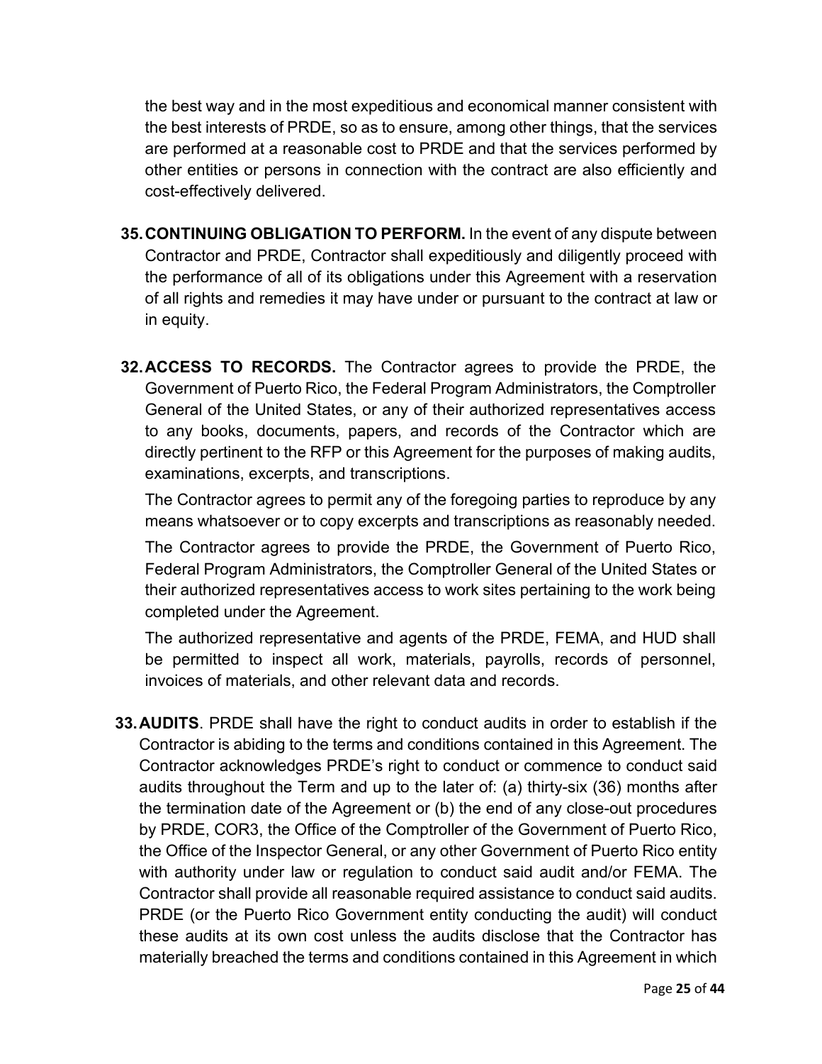the best way and in the most expeditious and economical manner consistent with the best interests of PRDE, so as to ensure, among other things, that the services are performed at a reasonable cost to PRDE and that the services performed by other entities or persons in connection with the contract are also efficiently and cost-effectively delivered.

**35. CONTINUING OBLIGATION TO PERFORM.** In the event of any dispute between Contractor and PRDE, Contractor shall expeditiously and diligently proceed with the performance of all of its obligations under this Agreement with a reservation of all rights and remedies it may have under or pursuant to the contract at law or in equity.

**32. ACCESS TO RECORDS.** The Contractor agrees to provide the PRDE, the Government of Puerto Rico, the Federal Program Administrators, the Comptroller General of the United States, or any of their authorized representatives access to any books, documents, papers, and records of the Contractor which are directly pertinent to the RFP or this Agreement for the purposes of making audits, examinations, excerpts, and transcriptions.

The Contractor agrees to permit any of the foregoing parties to reproduce by any means whatsoever or to copy excerpts and transcriptions as reasonably needed.

The Contractor agrees to provide the PRDE, the Government of Puerto Rico, Federal Program Administrators, the Comptroller General of the United States or their authorized representatives access to work sites pertaining to the work being completed under the Agreement.

The authorized representative and agents of the PRDE, FEMA, and HUD shall be permitted to inspect all work, materials, payrolls, records of personnel, invoices of materials, and other relevant data and records.

**33. AUDITS**. PRDE shall have the right to conduct audits in order to establish if the Contractor is abiding to the terms and conditions contained in this Agreement. The Contractor acknowledges PRDE's right to conduct or commence to conduct said audits throughout the Term and up to the later of: (a) thirty-six (36) months after the termination date of the Agreement or (b) the end of any close-out procedures by PRDE, COR3, the Office of the Comptroller of the Government of Puerto Rico, the Office of the Inspector General, or any other Government of Puerto Rico entity with authority under law or regulation to conduct said audit and/or FEMA. The Contractor shall provide all reasonable required assistance to conduct said audits. PRDE (or the Puerto Rico Government entity conducting the audit) will conduct these audits at its own cost unless the audits disclose that the Contractor has materially breached the terms and conditions contained in this Agreement in which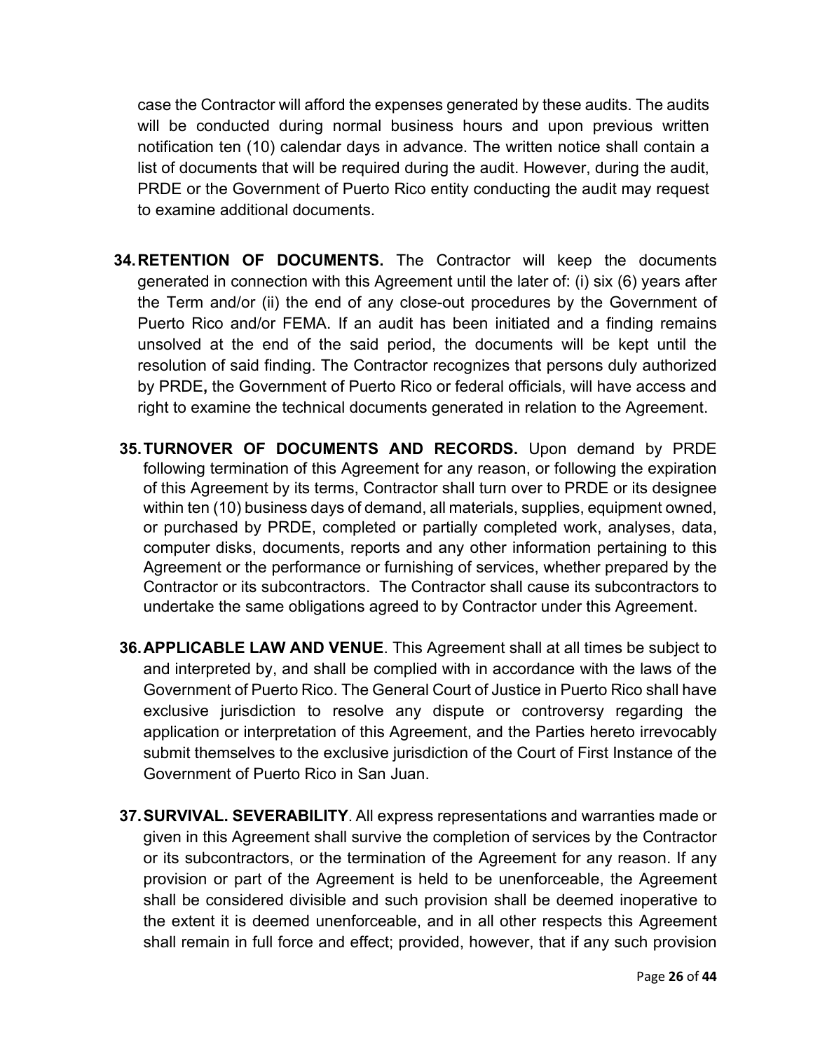case the Contractor will afford the expenses generated by these audits. The audits will be conducted during normal business hours and upon previous written notification ten (10) calendar days in advance. The written notice shall contain a list of documents that will be required during the audit. However, during the audit, PRDE or the Government of Puerto Rico entity conducting the audit may request to examine additional documents.

34. **RETENTION OF DOCUMENTS.** The Contractor will keep the documents generated in connection with this Agreement until the later of: (i) six (6) years after the Term and/or (ii) the end of any close-out procedures by the Government of Puerto Rico and/or FEMA. If an audit has been initiated and a finding remains unsolved at the end of the said period, the documents will be kept until the resolution of said finding. The Contractor recognizes that persons duly authorized by PRDE**,** the Government of Puerto Rico or federal officials, will have access and right to examine the technical documents generated in relation to the Agreement.

35. **TURNOVER OF DOCUMENTS AND RECORDS.** Upon demand by PRDE following termination of this Agreement for any reason, or following the expiration of this Agreement by its terms, Contractor shall turn over to PRDE or its designee within ten (10) business days of demand, all materials, supplies, equipment owned, or purchased by PRDE, completed or partially completed work, analyses, data, computer disks, documents, reports and any other information pertaining to this Agreement or the performance or furnishing of services, whether prepared by the Contractor or its subcontractors. The Contractor shall cause its subcontractors to undertake the same obligations agreed to by Contractor under this Agreement.

36. **APPLICABLE LAW AND VENUE**. This Agreement shall at all times be subject to and interpreted by, and shall be complied with in accordance with the laws of the Government of Puerto Rico. The General Court of Justice in Puerto Rico shall have exclusive jurisdiction to resolve any dispute or controversy regarding the application or interpretation of this Agreement, and the Parties hereto irrevocably submit themselves to the exclusive jurisdiction of the Court of First Instance of the Government of Puerto Rico in San Juan.

37. **SURVIVAL. SEVERABILITY**. All express representations and warranties made or given in this Agreement shall survive the completion of services by the Contractor or its subcontractors, or the termination of the Agreement for any reason. If any provision or part of the Agreement is held to be unenforceable, the Agreement shall be considered divisible and such provision shall be deemed inoperative to the extent it is deemed unenforceable, and in all other respects this Agreement shall remain in full force and effect; provided, however, that if any such provision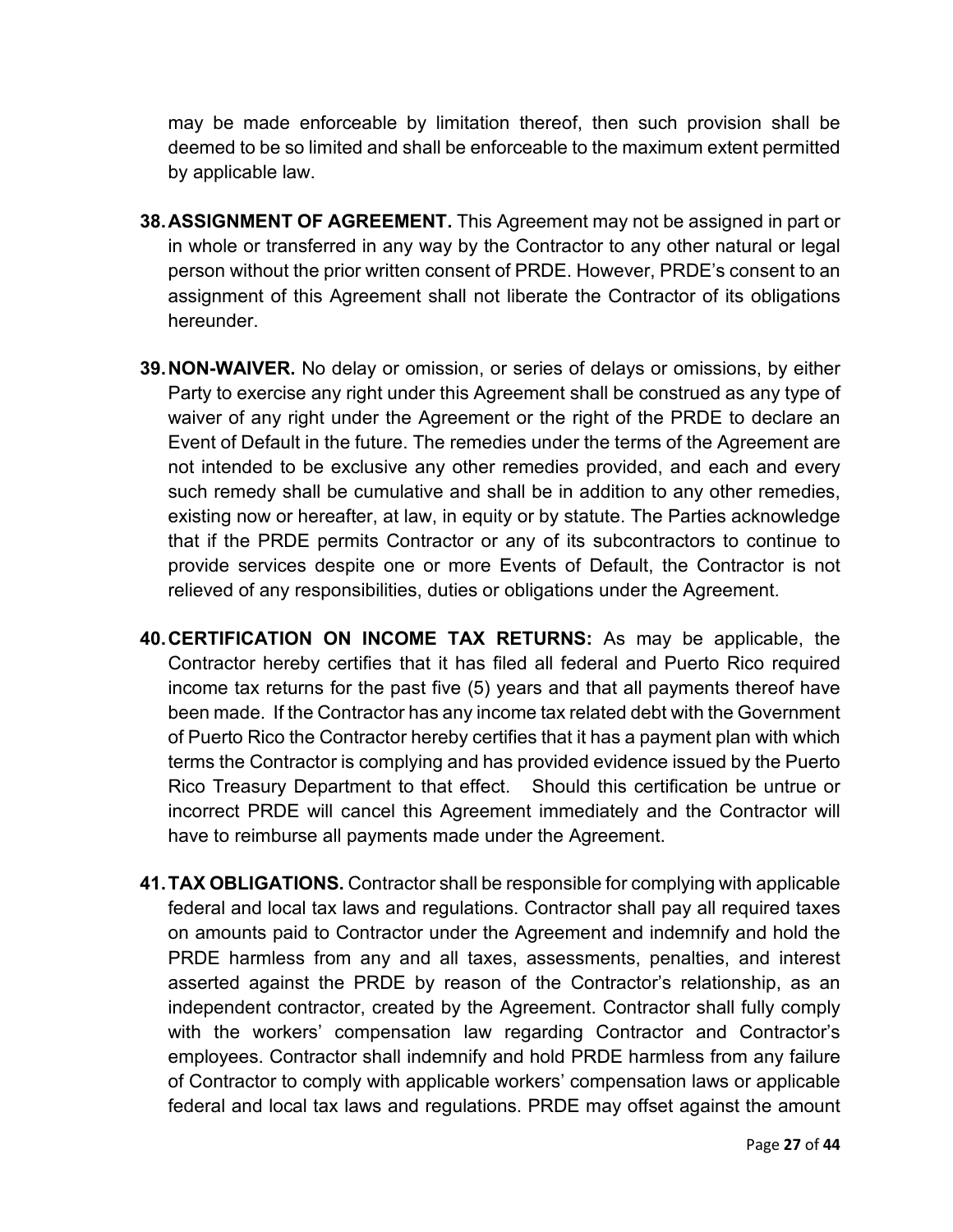may be made enforceable by limitation thereof, then such provision shall be deemed to be so limited and shall be enforceable to the maximum extent permitted by applicable law.

38. **ASSIGNMENT OF AGREEMENT.** This Agreement may not be assigned in part or in whole or transferred in any way by the Contractor to any other natural or legal person without the prior written consent of PRDE. However, PRDE's consent to an assignment of this Agreement shall not liberate the Contractor of its obligations hereunder.

39. **NON-WAIVER.** No delay or omission, or series of delays or omissions, by either Party to exercise any right under this Agreement shall be construed as any type of waiver of any right under the Agreement or the right of the PRDE to declare an Event of Default in the future. The remedies under the terms of the Agreement are not intended to be exclusive any other remedies provided, and each and every such remedy shall be cumulative and shall be in addition to any other remedies, existing now or hereafter, at law, in equity or by statute. The Parties acknowledge that if the PRDE permits Contractor or any of its subcontractors to continue to provide services despite one or more Events of Default, the Contractor is not relieved of any responsibilities, duties or obligations under the Agreement.

40. **CERTIFICATION ON INCOME TAX RETURNS:** As may be applicable, the Contractor hereby certifies that it has filed all federal and Puerto Rico required income tax returns for the past five (5) years and that all payments thereof have been made. If the Contractor has any income tax related debt with the Government of Puerto Rico the Contractor hereby certifies that it has a payment plan with which terms the Contractor is complying and has provided evidence issued by the Puerto Rico Treasury Department to that effect. Should this certification be untrue or incorrect PRDE will cancel this Agreement immediately and the Contractor will have to reimburse all payments made under the Agreement.

41. **TAX OBLIGATIONS.** Contractor shall be responsible for complying with applicable federal and local tax laws and regulations. Contractor shall pay all required taxes on amounts paid to Contractor under the Agreement and indemnify and hold the PRDE harmless from any and all taxes, assessments, penalties, and interest asserted against the PRDE by reason of the Contractor's relationship, as an independent contractor, created by the Agreement. Contractor shall fully comply with the workers' compensation law regarding Contractor and Contractor's employees. Contractor shall indemnify and hold PRDE harmless from any failure of Contractor to comply with applicable workers' compensation laws or applicable federal and local tax laws and regulations. PRDE may offset against the amount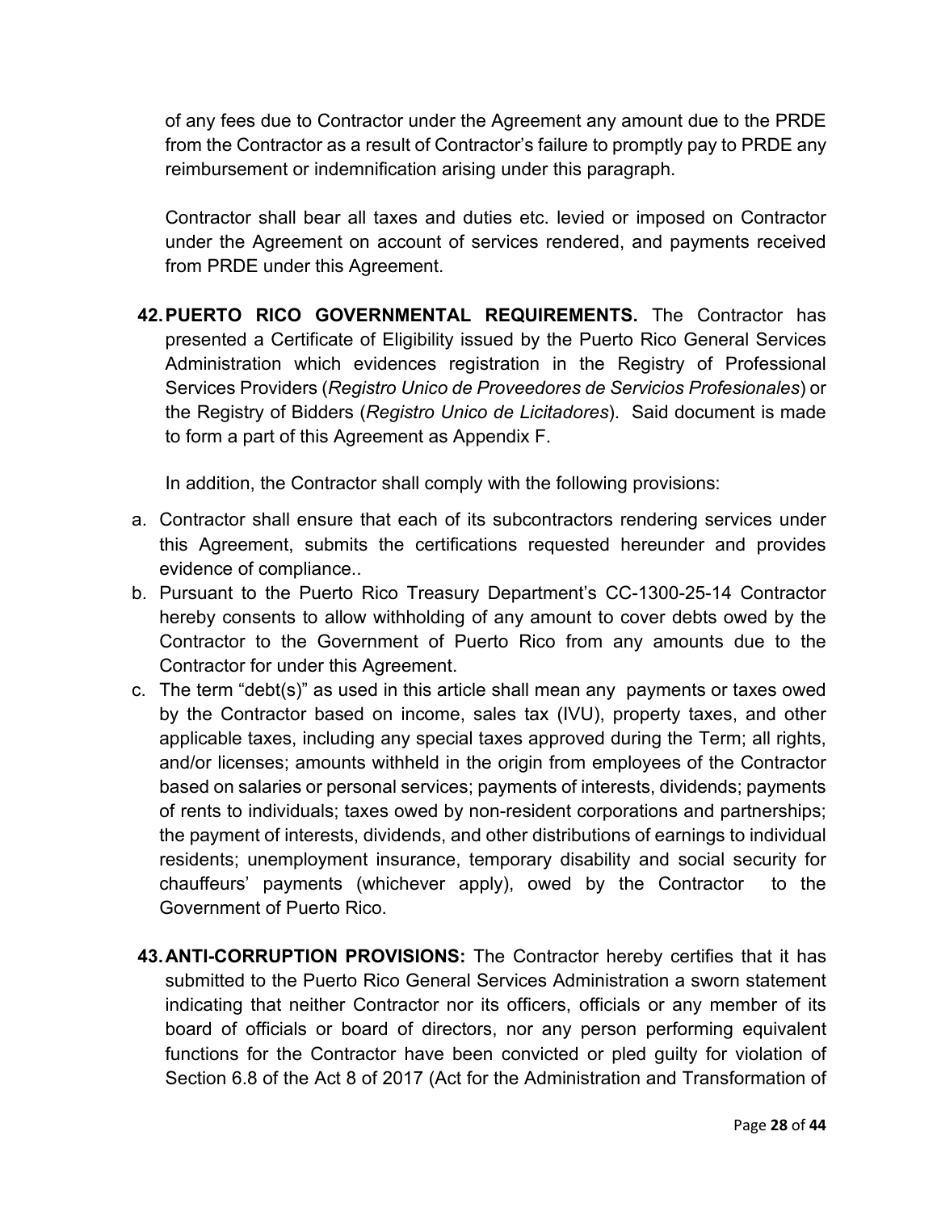of any fees due to Contractor under the Agreement any amount due to the PRDE from the Contractor as a result of Contractor's failure to promptly pay to PRDE any reimbursement or indemnification arising under this paragraph.

Contractor shall bear all taxes and duties etc. levied or imposed on Contractor under the Agreement on account of services rendered, and payments received from PRDE under this Agreement.

42. **PUERTO RICO GOVERNMENTAL REQUIREMENTS.** The Contractor has presented a Certificate of Eligibility issued by the Puerto Rico General Services Administration which evidences registration in the Registry of Professional Services Providers (*Registro Unico de Proveedores de Servicios Profesionales*) or the Registry of Bidders (*Registro Unico de Licitadores*). Said document is made to form a part of this Agreement as Appendix F.

    In addition, the Contractor shall comply with the following provisions:

a. Contractor shall ensure that each of its subcontractors rendering services under this Agreement, submits the certifications requested hereunder and provides evidence of compliance..
b. Pursuant to the Puerto Rico Treasury Department's CC-1300-25-14 Contractor hereby consents to allow withholding of any amount to cover debts owed by the Contractor to the Government of Puerto Rico from any amounts due to the Contractor for under this Agreement.
c. The term "debt(s)" as used in this article shall mean any payments or taxes owed by the Contractor based on income, sales tax (IVU), property taxes, and other applicable taxes, including any special taxes approved during the Term; all rights, and/or licenses; amounts withheld in the origin from employees of the Contractor based on salaries or personal services; payments of interests, dividends; payments of rents to individuals; taxes owed by non-resident corporations and partnerships; the payment of interests, dividends, and other distributions of earnings to individual residents; unemployment insurance, temporary disability and social security for chauffeurs' payments (whichever apply), owed by the Contractor to the Government of Puerto Rico.

43. **ANTI-CORRUPTION PROVISIONS:** The Contractor hereby certifies that it has submitted to the Puerto Rico General Services Administration a sworn statement indicating that neither Contractor nor its officers, officials or any member of its board of officials or board of directors, nor any person performing equivalent functions for the Contractor have been convicted or pled guilty for violation of Section 6.8 of the Act 8 of 2017 (Act for the Administration and Transformation of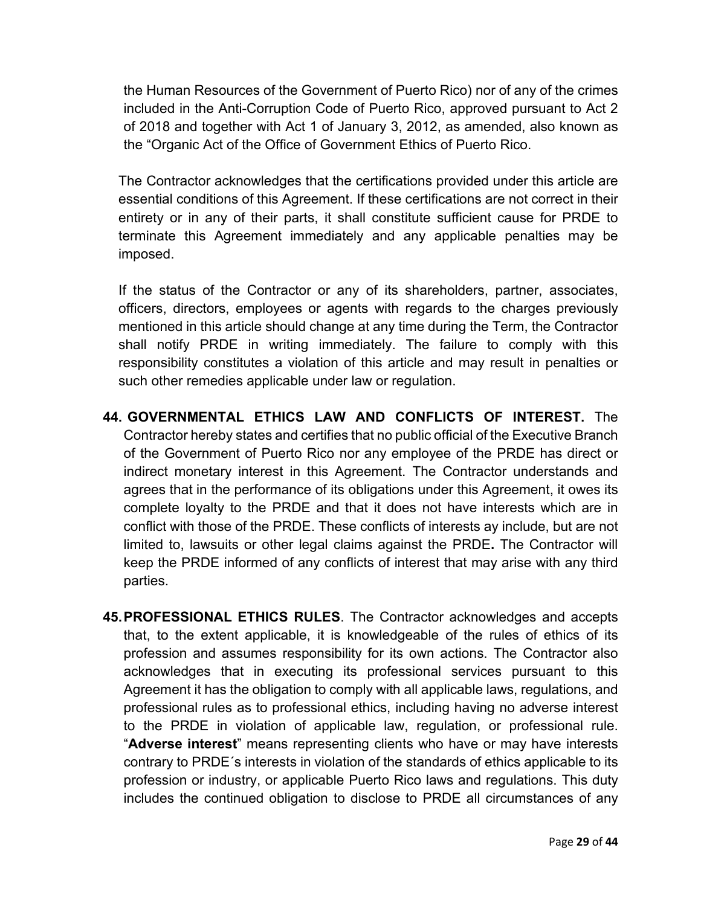the Human Resources of the Government of Puerto Rico) nor of any of the crimes included in the Anti-Corruption Code of Puerto Rico, approved pursuant to Act 2 of 2018 and together with Act 1 of January 3, 2012, as amended, also known as the "Organic Act of the Office of Government Ethics of Puerto Rico.

The Contractor acknowledges that the certifications provided under this article are essential conditions of this Agreement. If these certifications are not correct in their entirety or in any of their parts, it shall constitute sufficient cause for PRDE to terminate this Agreement immediately and any applicable penalties may be imposed.

If the status of the Contractor or any of its shareholders, partner, associates, officers, directors, employees or agents with regards to the charges previously mentioned in this article should change at any time during the Term, the Contractor shall notify PRDE in writing immediately. The failure to comply with this responsibility constitutes a violation of this article and may result in penalties or such other remedies applicable under law or regulation.

44. **GOVERNMENTAL ETHICS LAW AND CONFLICTS OF INTEREST.** The Contractor hereby states and certifies that no public official of the Executive Branch of the Government of Puerto Rico nor any employee of the PRDE has direct or indirect monetary interest in this Agreement. The Contractor understands and agrees that in the performance of its obligations under this Agreement, it owes its complete loyalty to the PRDE and that it does not have interests which are in conflict with those of the PRDE. These conflicts of interests ay include, but are not limited to, lawsuits or other legal claims against the PRDE**.** The Contractor will keep the PRDE informed of any conflicts of interest that may arise with any third parties.

45. **PROFESSIONAL ETHICS RULES**. The Contractor acknowledges and accepts that, to the extent applicable, it is knowledgeable of the rules of ethics of its profession and assumes responsibility for its own actions. The Contractor also acknowledges that in executing its professional services pursuant to this Agreement it has the obligation to comply with all applicable laws, regulations, and professional rules as to professional ethics, including having no adverse interest to the PRDE in violation of applicable law, regulation, or professional rule. "**Adverse interest**" means representing clients who have or may have interests contrary to PRDE´s interests in violation of the standards of ethics applicable to its profession or industry, or applicable Puerto Rico laws and regulations. This duty includes the continued obligation to disclose to PRDE all circumstances of any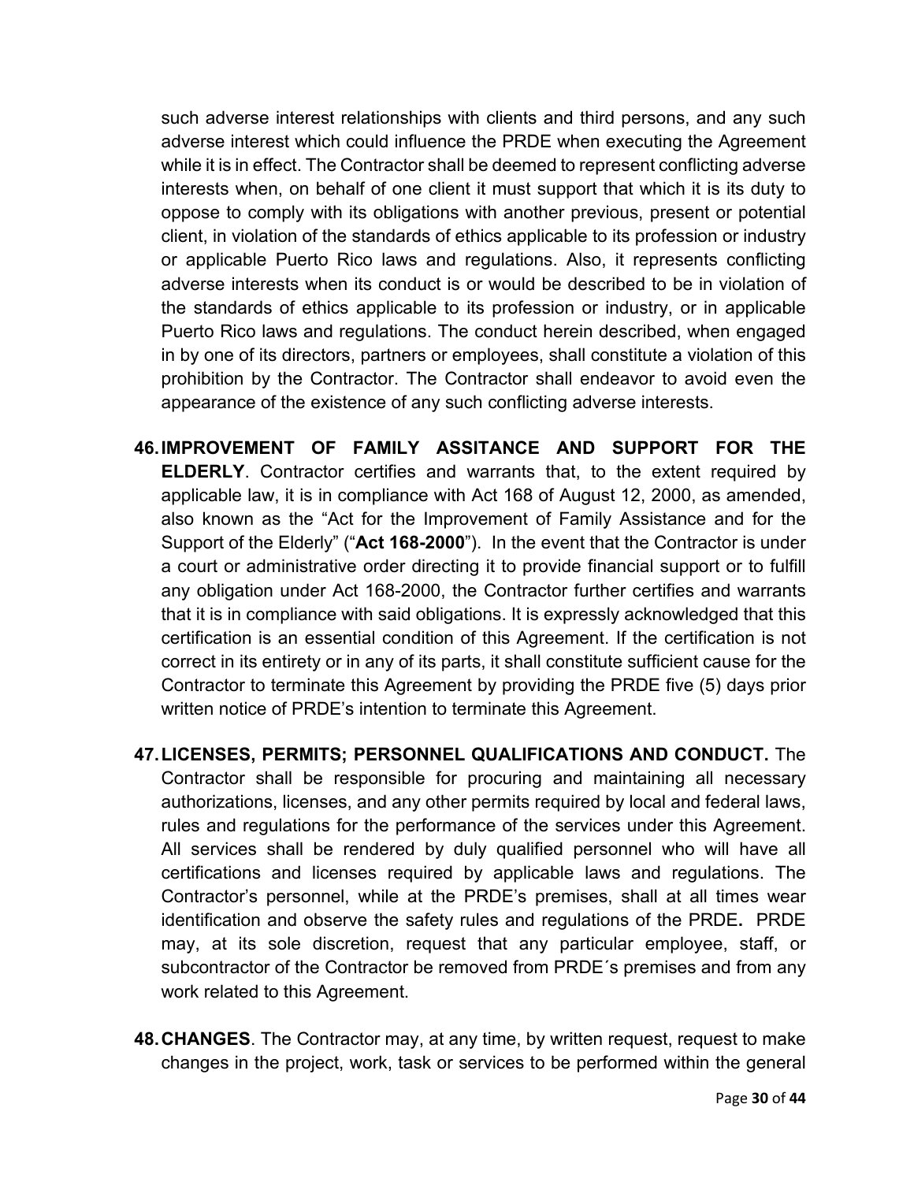such adverse interest relationships with clients and third persons, and any such adverse interest which could influence the PRDE when executing the Agreement while it is in effect. The Contractor shall be deemed to represent conflicting adverse interests when, on behalf of one client it must support that which it is its duty to oppose to comply with its obligations with another previous, present or potential client, in violation of the standards of ethics applicable to its profession or industry or applicable Puerto Rico laws and regulations. Also, it represents conflicting adverse interests when its conduct is or would be described to be in violation of the standards of ethics applicable to its profession or industry, or in applicable Puerto Rico laws and regulations. The conduct herein described, when engaged in by one of its directors, partners or employees, shall constitute a violation of this prohibition by the Contractor. The Contractor shall endeavor to avoid even the appearance of the existence of any such conflicting adverse interests.

46. **IMPROVEMENT OF FAMILY ASSITANCE AND SUPPORT FOR THE ELDERLY**. Contractor certifies and warrants that, to the extent required by applicable law, it is in compliance with Act 168 of August 12, 2000, as amended, also known as the "Act for the Improvement of Family Assistance and for the Support of the Elderly" ("**Act 168-2000**"). In the event that the Contractor is under a court or administrative order directing it to provide financial support or to fulfill any obligation under Act 168-2000, the Contractor further certifies and warrants that it is in compliance with said obligations. It is expressly acknowledged that this certification is an essential condition of this Agreement. If the certification is not correct in its entirety or in any of its parts, it shall constitute sufficient cause for the Contractor to terminate this Agreement by providing the PRDE five (5) days prior written notice of PRDE's intention to terminate this Agreement.

47. **LICENSES, PERMITS; PERSONNEL QUALIFICATIONS AND CONDUCT.** The Contractor shall be responsible for procuring and maintaining all necessary authorizations, licenses, and any other permits required by local and federal laws, rules and regulations for the performance of the services under this Agreement. All services shall be rendered by duly qualified personnel who will have all certifications and licenses required by applicable laws and regulations. The Contractor's personnel, while at the PRDE's premises, shall at all times wear identification and observe the safety rules and regulations of the PRDE**.** PRDE may, at its sole discretion, request that any particular employee, staff, or subcontractor of the Contractor be removed from PRDE´s premises and from any work related to this Agreement.

48. **CHANGES**. The Contractor may, at any time, by written request, request to make changes in the project, work, task or services to be performed within the general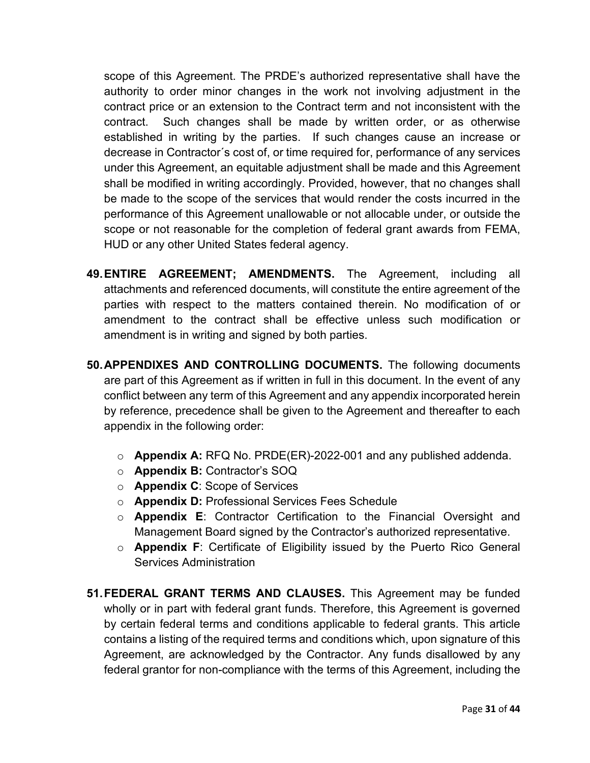scope of this Agreement. The PRDE's authorized representative shall have the authority to order minor changes in the work not involving adjustment in the contract price or an extension to the Contract term and not inconsistent with the contract. Such changes shall be made by written order, or as otherwise established in writing by the parties. If such changes cause an increase or decrease in Contractor´s cost of, or time required for, performance of any services under this Agreement, an equitable adjustment shall be made and this Agreement shall be modified in writing accordingly. Provided, however, that no changes shall be made to the scope of the services that would render the costs incurred in the performance of this Agreement unallowable or not allocable under, or outside the scope or not reasonable for the completion of federal grant awards from FEMA, HUD or any other United States federal agency.

49. **ENTIRE AGREEMENT; AMENDMENTS.** The Agreement, including all attachments and referenced documents, will constitute the entire agreement of the parties with respect to the matters contained therein. No modification of or amendment to the contract shall be effective unless such modification or amendment is in writing and signed by both parties.

50. **APPENDIXES AND CONTROLLING DOCUMENTS.** The following documents are part of this Agreement as if written in full in this document. In the event of any conflict between any term of this Agreement and any appendix incorporated herein by reference, precedence shall be given to the Agreement and thereafter to each appendix in the following order:

    - **Appendix A:** RFQ No. PRDE(ER)-2022-001 and any published addenda.
    - **Appendix B:** Contractor's SOQ
    - **Appendix C**: Scope of Services
    - **Appendix D:** Professional Services Fees Schedule
    - **Appendix E**: Contractor Certification to the Financial Oversight and Management Board signed by the Contractor's authorized representative.
    - **Appendix F**: Certificate of Eligibility issued by the Puerto Rico General Services Administration

51. **FEDERAL GRANT TERMS AND CLAUSES.** This Agreement may be funded wholly or in part with federal grant funds. Therefore, this Agreement is governed by certain federal terms and conditions applicable to federal grants. This article contains a listing of the required terms and conditions which, upon signature of this Agreement, are acknowledged by the Contractor. Any funds disallowed by any federal grantor for non-compliance with the terms of this Agreement, including the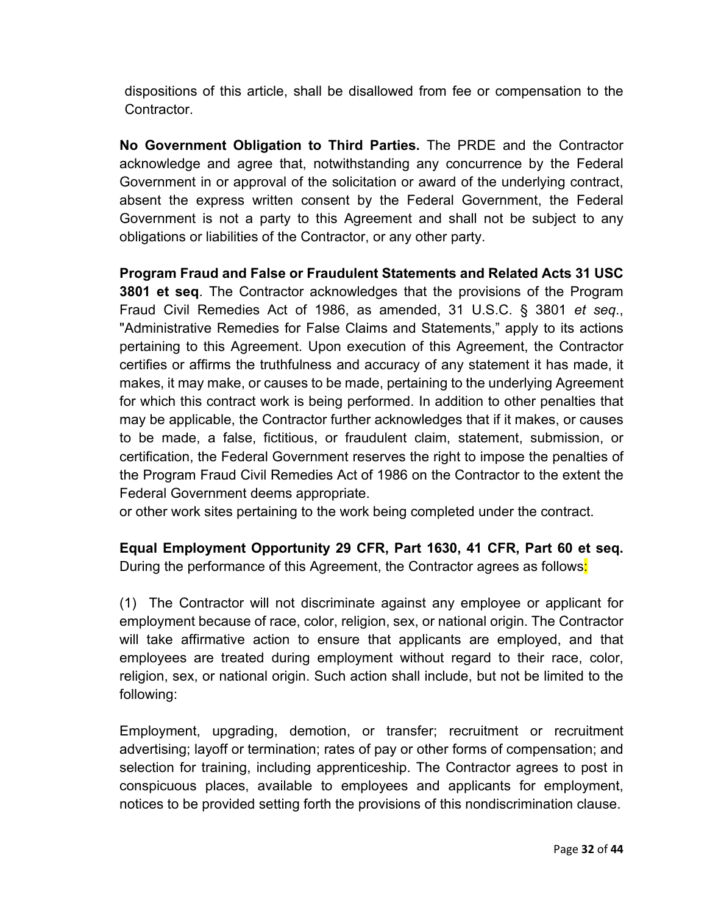dispositions of this article, shall be disallowed from fee or compensation to the Contractor.

**No Government Obligation to Third Parties.** The PRDE and the Contractor acknowledge and agree that, notwithstanding any concurrence by the Federal Government in or approval of the solicitation or award of the underlying contract, absent the express written consent by the Federal Government, the Federal Government is not a party to this Agreement and shall not be subject to any obligations or liabilities of the Contractor, or any other party.

**Program Fraud and False or Fraudulent Statements and Related Acts 31 USC 3801 et seq**. The Contractor acknowledges that the provisions of the Program Fraud Civil Remedies Act of 1986, as amended, 31 U.S.C. § 3801 *et seq*., "Administrative Remedies for False Claims and Statements," apply to its actions pertaining to this Agreement. Upon execution of this Agreement, the Contractor certifies or affirms the truthfulness and accuracy of any statement it has made, it makes, it may make, or causes to be made, pertaining to the underlying Agreement for which this contract work is being performed. In addition to other penalties that may be applicable, the Contractor further acknowledges that if it makes, or causes to be made, a false, fictitious, or fraudulent claim, statement, submission, or certification, the Federal Government reserves the right to impose the penalties of the Program Fraud Civil Remedies Act of 1986 on the Contractor to the extent the Federal Government deems appropriate.
or other work sites pertaining to the work being completed under the contract.

**Equal Employment Opportunity 29 CFR, Part 1630, 41 CFR, Part 60 et seq.** During the performance of this Agreement, the Contractor agrees as follows:

(1) The Contractor will not discriminate against any employee or applicant for employment because of race, color, religion, sex, or national origin. The Contractor will take affirmative action to ensure that applicants are employed, and that employees are treated during employment without regard to their race, color, religion, sex, or national origin. Such action shall include, but not be limited to the following:

Employment, upgrading, demotion, or transfer; recruitment or recruitment advertising; layoff or termination; rates of pay or other forms of compensation; and selection for training, including apprenticeship. The Contractor agrees to post in conspicuous places, available to employees and applicants for employment, notices to be provided setting forth the provisions of this nondiscrimination clause.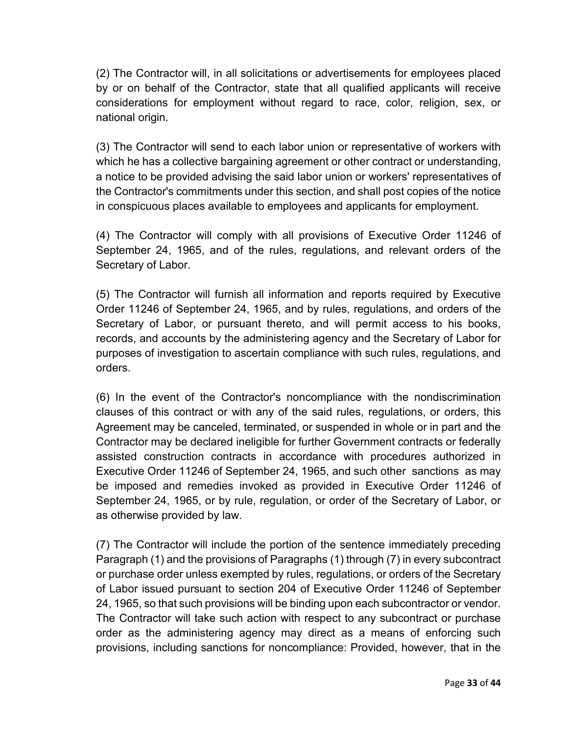(2) The Contractor will, in all solicitations or advertisements for employees placed by or on behalf of the Contractor, state that all qualified applicants will receive considerations for employment without regard to race, color, religion, sex, or national origin.

(3) The Contractor will send to each labor union or representative of workers with which he has a collective bargaining agreement or other contract or understanding, a notice to be provided advising the said labor union or workers' representatives of the Contractor's commitments under this section, and shall post copies of the notice in conspicuous places available to employees and applicants for employment.

(4) The Contractor will comply with all provisions of Executive Order 11246 of September 24, 1965, and of the rules, regulations, and relevant orders of the Secretary of Labor.

(5) The Contractor will furnish all information and reports required by Executive Order 11246 of September 24, 1965, and by rules, regulations, and orders of the Secretary of Labor, or pursuant thereto, and will permit access to his books, records, and accounts by the administering agency and the Secretary of Labor for purposes of investigation to ascertain compliance with such rules, regulations, and orders.

(6) In the event of the Contractor's noncompliance with the nondiscrimination clauses of this contract or with any of the said rules, regulations, or orders, this Agreement may be canceled, terminated, or suspended in whole or in part and the Contractor may be declared ineligible for further Government contracts or federally assisted construction contracts in accordance with procedures authorized in Executive Order 11246 of September 24, 1965, and such other sanctions as may be imposed and remedies invoked as provided in Executive Order 11246 of September 24, 1965, or by rule, regulation, or order of the Secretary of Labor, or as otherwise provided by law.

(7) The Contractor will include the portion of the sentence immediately preceding Paragraph (1) and the provisions of Paragraphs (1) through (7) in every subcontract or purchase order unless exempted by rules, regulations, or orders of the Secretary of Labor issued pursuant to section 204 of Executive Order 11246 of September 24, 1965, so that such provisions will be binding upon each subcontractor or vendor. The Contractor will take such action with respect to any subcontract or purchase order as the administering agency may direct as a means of enforcing such provisions, including sanctions for noncompliance: Provided, however, that in the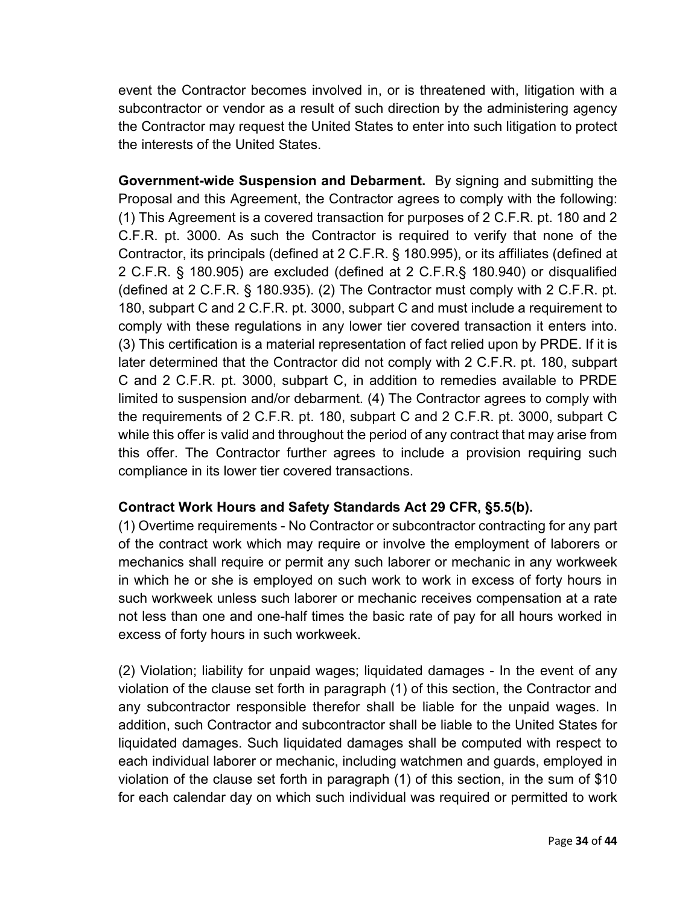event the Contractor becomes involved in, or is threatened with, litigation with a subcontractor or vendor as a result of such direction by the administering agency the Contractor may request the United States to enter into such litigation to protect the interests of the United States.

**Government-wide Suspension and Debarment.** By signing and submitting the Proposal and this Agreement, the Contractor agrees to comply with the following: (1) This Agreement is a covered transaction for purposes of 2 C.F.R. pt. 180 and 2 C.F.R. pt. 3000. As such the Contractor is required to verify that none of the Contractor, its principals (defined at 2 C.F.R. § 180.995), or its affiliates (defined at 2 C.F.R. § 180.905) are excluded (defined at 2 C.F.R.§ 180.940) or disqualified (defined at 2 C.F.R. § 180.935). (2) The Contractor must comply with 2 C.F.R. pt. 180, subpart C and 2 C.F.R. pt. 3000, subpart C and must include a requirement to comply with these regulations in any lower tier covered transaction it enters into. (3) This certification is a material representation of fact relied upon by PRDE. If it is later determined that the Contractor did not comply with 2 C.F.R. pt. 180, subpart C and 2 C.F.R. pt. 3000, subpart C, in addition to remedies available to PRDE limited to suspension and/or debarment. (4) The Contractor agrees to comply with the requirements of 2 C.F.R. pt. 180, subpart C and 2 C.F.R. pt. 3000, subpart C while this offer is valid and throughout the period of any contract that may arise from this offer. The Contractor further agrees to include a provision requiring such compliance in its lower tier covered transactions.

**Contract Work Hours and Safety Standards Act 29 CFR, §5.5(b).**

(1) Overtime requirements - No Contractor or subcontractor contracting for any part of the contract work which may require or involve the employment of laborers or mechanics shall require or permit any such laborer or mechanic in any workweek in which he or she is employed on such work to work in excess of forty hours in such workweek unless such laborer or mechanic receives compensation at a rate not less than one and one-half times the basic rate of pay for all hours worked in excess of forty hours in such workweek.

(2) Violation; liability for unpaid wages; liquidated damages - In the event of any violation of the clause set forth in paragraph (1) of this section, the Contractor and any subcontractor responsible therefor shall be liable for the unpaid wages. In addition, such Contractor and subcontractor shall be liable to the United States for liquidated damages. Such liquidated damages shall be computed with respect to each individual laborer or mechanic, including watchmen and guards, employed in violation of the clause set forth in paragraph (1) of this section, in the sum of $10 for each calendar day on which such individual was required or permitted to work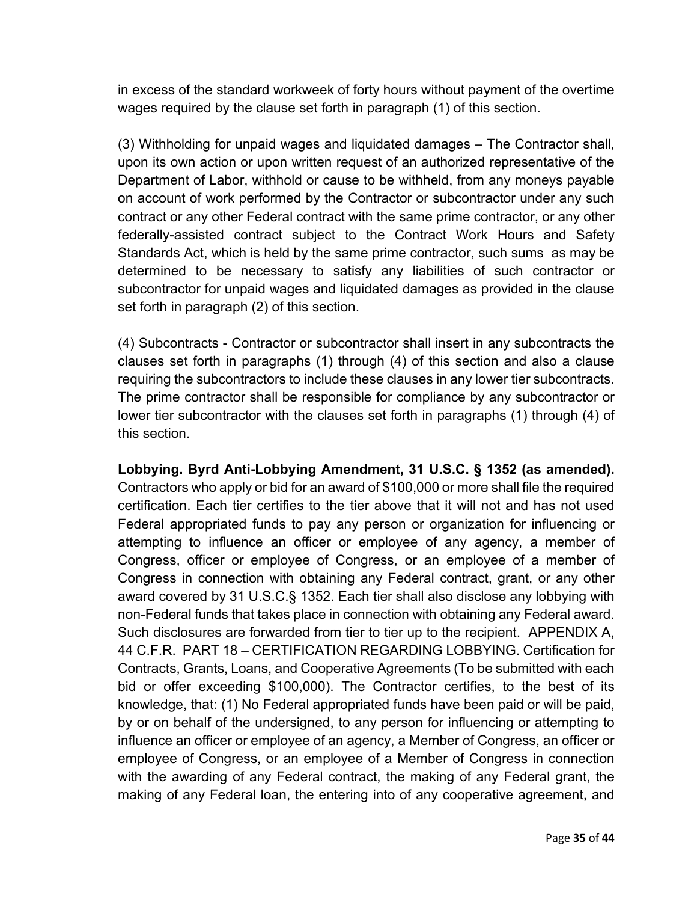in excess of the standard workweek of forty hours without payment of the overtime wages required by the clause set forth in paragraph (1) of this section.

(3) Withholding for unpaid wages and liquidated damages – The Contractor shall, upon its own action or upon written request of an authorized representative of the Department of Labor, withhold or cause to be withheld, from any moneys payable on account of work performed by the Contractor or subcontractor under any such contract or any other Federal contract with the same prime contractor, or any other federally-assisted contract subject to the Contract Work Hours and Safety Standards Act, which is held by the same prime contractor, such sums as may be determined to be necessary to satisfy any liabilities of such contractor or subcontractor for unpaid wages and liquidated damages as provided in the clause set forth in paragraph (2) of this section.

(4) Subcontracts - Contractor or subcontractor shall insert in any subcontracts the clauses set forth in paragraphs (1) through (4) of this section and also a clause requiring the subcontractors to include these clauses in any lower tier subcontracts. The prime contractor shall be responsible for compliance by any subcontractor or lower tier subcontractor with the clauses set forth in paragraphs (1) through (4) of this section.

**Lobbying. Byrd Anti-Lobbying Amendment, 31 U.S.C. § 1352 (as amended).** Contractors who apply or bid for an award of $100,000 or more shall file the required certification. Each tier certifies to the tier above that it will not and has not used Federal appropriated funds to pay any person or organization for influencing or attempting to influence an officer or employee of any agency, a member of Congress, officer or employee of Congress, or an employee of a member of Congress in connection with obtaining any Federal contract, grant, or any other award covered by 31 U.S.C.§ 1352. Each tier shall also disclose any lobbying with non-Federal funds that takes place in connection with obtaining any Federal award. Such disclosures are forwarded from tier to tier up to the recipient. APPENDIX A, 44 C.F.R. PART 18 – CERTIFICATION REGARDING LOBBYING. Certification for Contracts, Grants, Loans, and Cooperative Agreements (To be submitted with each bid or offer exceeding $100,000). The Contractor certifies, to the best of its knowledge, that: (1) No Federal appropriated funds have been paid or will be paid, by or on behalf of the undersigned, to any person for influencing or attempting to influence an officer or employee of an agency, a Member of Congress, an officer or employee of Congress, or an employee of a Member of Congress in connection with the awarding of any Federal contract, the making of any Federal grant, the making of any Federal loan, the entering into of any cooperative agreement, and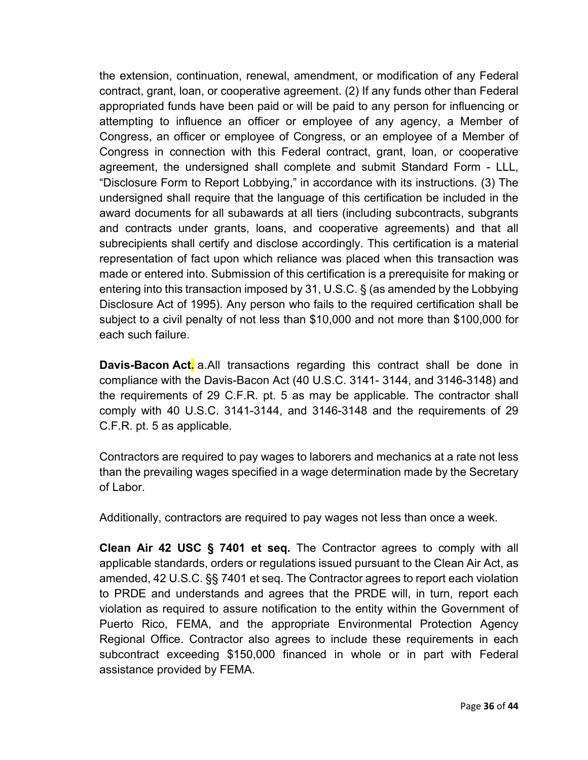the extension, continuation, renewal, amendment, or modification of any Federal contract, grant, loan, or cooperative agreement. (2) If any funds other than Federal appropriated funds have been paid or will be paid to any person for influencing or attempting to influence an officer or employee of any agency, a Member of Congress, an officer or employee of Congress, or an employee of a Member of Congress in connection with this Federal contract, grant, loan, or cooperative agreement, the undersigned shall complete and submit Standard Form - LLL, "Disclosure Form to Report Lobbying," in accordance with its instructions. (3) The undersigned shall require that the language of this certification be included in the award documents for all subawards at all tiers (including subcontracts, subgrants and contracts under grants, loans, and cooperative agreements) and that all subrecipients shall certify and disclose accordingly. This certification is a material representation of fact upon which reliance was placed when this transaction was made or entered into. Submission of this certification is a prerequisite for making or entering into this transaction imposed by 31, U.S.C. § (as amended by the Lobbying Disclosure Act of 1995). Any person who fails to the required certification shall be subject to a civil penalty of not less than $10,000 and not more than $100,000 for each such failure.

**Davis-Bacon Act.** a.All transactions regarding this contract shall be done in compliance with the Davis-Bacon Act (40 U.S.C. 3141- 3144, and 3146-3148) and the requirements of 29 C.F.R. pt. 5 as may be applicable. The contractor shall comply with 40 U.S.C. 3141-3144, and 3146-3148 and the requirements of 29 C.F.R. pt. 5 as applicable.

Contractors are required to pay wages to laborers and mechanics at a rate not less than the prevailing wages specified in a wage determination made by the Secretary of Labor.

Additionally, contractors are required to pay wages not less than once a week.

**Clean Air 42 USC § 7401 et seq.** The Contractor agrees to comply with all applicable standards, orders or regulations issued pursuant to the Clean Air Act, as amended, 42 U.S.C. §§ 7401 et seq. The Contractor agrees to report each violation to PRDE and understands and agrees that the PRDE will, in turn, report each violation as required to assure notification to the entity within the Government of Puerto Rico, FEMA, and the appropriate Environmental Protection Agency Regional Office. Contractor also agrees to include these requirements in each subcontract exceeding $150,000 financed in whole or in part with Federal assistance provided by FEMA.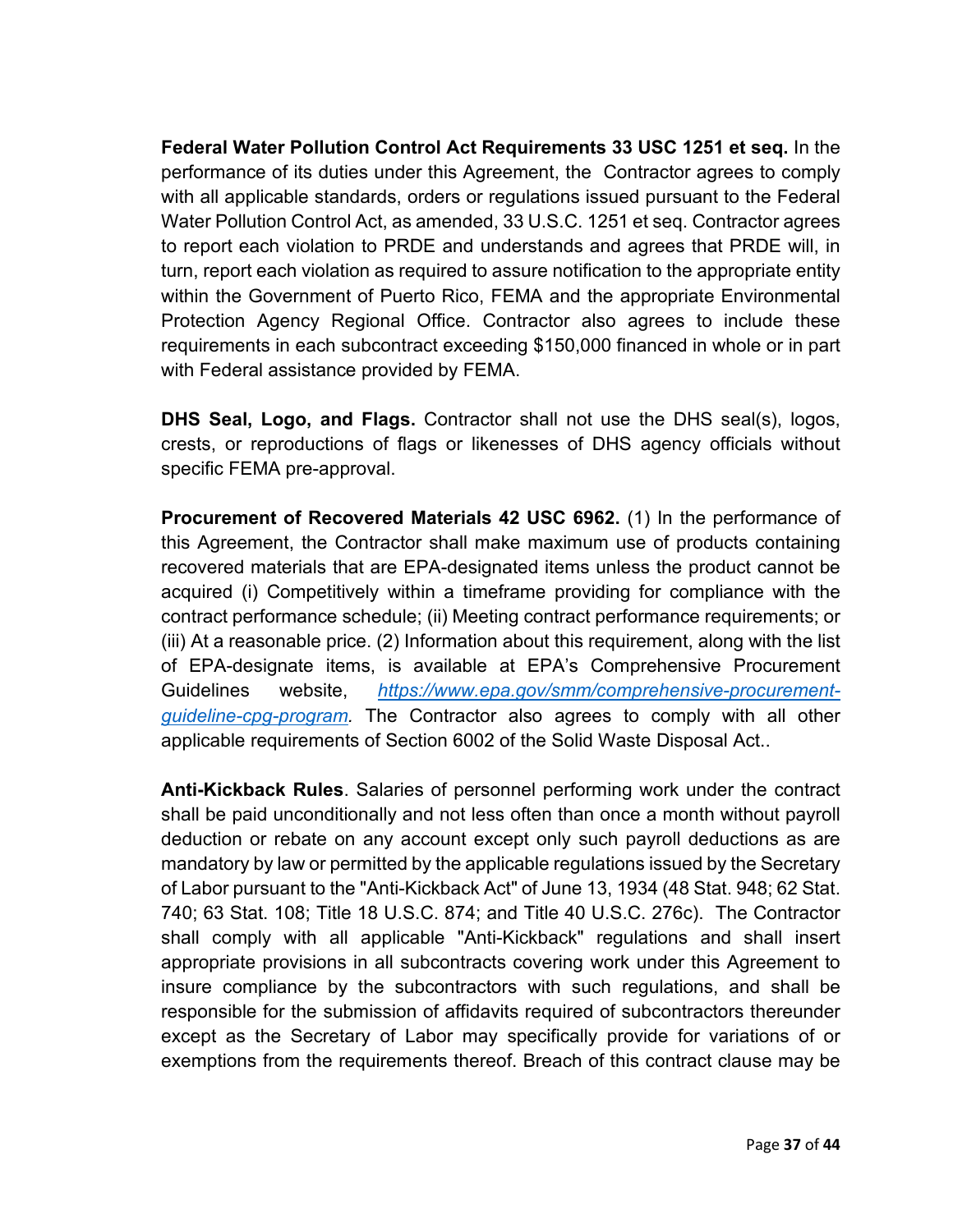**Federal Water Pollution Control Act Requirements 33 USC 1251 et seq.** In the performance of its duties under this Agreement, the Contractor agrees to comply with all applicable standards, orders or regulations issued pursuant to the Federal Water Pollution Control Act, as amended, 33 U.S.C. 1251 et seq. Contractor agrees to report each violation to PRDE and understands and agrees that PRDE will, in turn, report each violation as required to assure notification to the appropriate entity within the Government of Puerto Rico, FEMA and the appropriate Environmental Protection Agency Regional Office. Contractor also agrees to include these requirements in each subcontract exceeding $150,000 financed in whole or in part with Federal assistance provided by FEMA.

**DHS Seal, Logo, and Flags.** Contractor shall not use the DHS seal(s), logos, crests, or reproductions of flags or likenesses of DHS agency officials without specific FEMA pre-approval.

**Procurement of Recovered Materials 42 USC 6962.** (1) In the performance of this Agreement, the Contractor shall make maximum use of products containing recovered materials that are EPA-designated items unless the product cannot be acquired (i) Competitively within a timeframe providing for compliance with the contract performance schedule; (ii) Meeting contract performance requirements; or (iii) At a reasonable price. (2) Information about this requirement, along with the list of EPA-designate items, is available at EPA's Comprehensive Procurement Guidelines website, *https://www.epa.gov/smm/comprehensive-procurement-guideline-cpg-program.* The Contractor also agrees to comply with all other applicable requirements of Section 6002 of the Solid Waste Disposal Act..

**Anti-Kickback Rules**. Salaries of personnel performing work under the contract shall be paid unconditionally and not less often than once a month without payroll deduction or rebate on any account except only such payroll deductions as are mandatory by law or permitted by the applicable regulations issued by the Secretary of Labor pursuant to the "Anti-Kickback Act" of June 13, 1934 (48 Stat. 948; 62 Stat. 740; 63 Stat. 108; Title 18 U.S.C. 874; and Title 40 U.S.C. 276c). The Contractor shall comply with all applicable "Anti-Kickback" regulations and shall insert appropriate provisions in all subcontracts covering work under this Agreement to insure compliance by the subcontractors with such regulations, and shall be responsible for the submission of affidavits required of subcontractors thereunder except as the Secretary of Labor may specifically provide for variations of or exemptions from the requirements thereof. Breach of this contract clause may be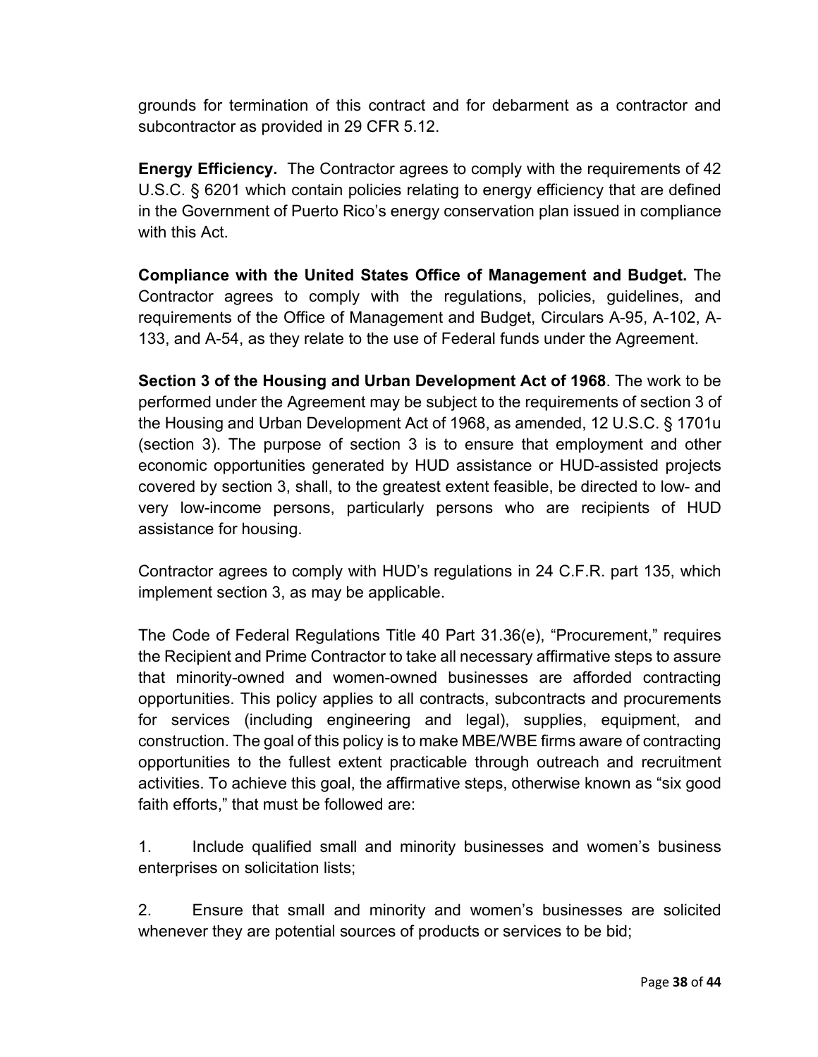grounds for termination of this contract and for debarment as a contractor and subcontractor as provided in 29 CFR 5.12.

**Energy Efficiency.** The Contractor agrees to comply with the requirements of 42 U.S.C. § 6201 which contain policies relating to energy efficiency that are defined in the Government of Puerto Rico's energy conservation plan issued in compliance with this Act.

**Compliance with the United States Office of Management and Budget.** The Contractor agrees to comply with the regulations, policies, guidelines, and requirements of the Office of Management and Budget, Circulars A-95, A-102, A-133, and A-54, as they relate to the use of Federal funds under the Agreement.

**Section 3 of the Housing and Urban Development Act of 1968**. The work to be performed under the Agreement may be subject to the requirements of section 3 of the Housing and Urban Development Act of 1968, as amended, 12 U.S.C. § 1701u (section 3). The purpose of section 3 is to ensure that employment and other economic opportunities generated by HUD assistance or HUD-assisted projects covered by section 3, shall, to the greatest extent feasible, be directed to low- and very low-income persons, particularly persons who are recipients of HUD assistance for housing.

Contractor agrees to comply with HUD's regulations in 24 C.F.R. part 135, which implement section 3, as may be applicable.

The Code of Federal Regulations Title 40 Part 31.36(e), "Procurement," requires the Recipient and Prime Contractor to take all necessary affirmative steps to assure that minority-owned and women-owned businesses are afforded contracting opportunities. This policy applies to all contracts, subcontracts and procurements for services (including engineering and legal), supplies, equipment, and construction. The goal of this policy is to make MBE/WBE firms aware of contracting opportunities to the fullest extent practicable through outreach and recruitment activities. To achieve this goal, the affirmative steps, otherwise known as "six good faith efforts," that must be followed are:

1. Include qualified small and minority businesses and women's business enterprises on solicitation lists;

2. Ensure that small and minority and women's businesses are solicited whenever they are potential sources of products or services to be bid;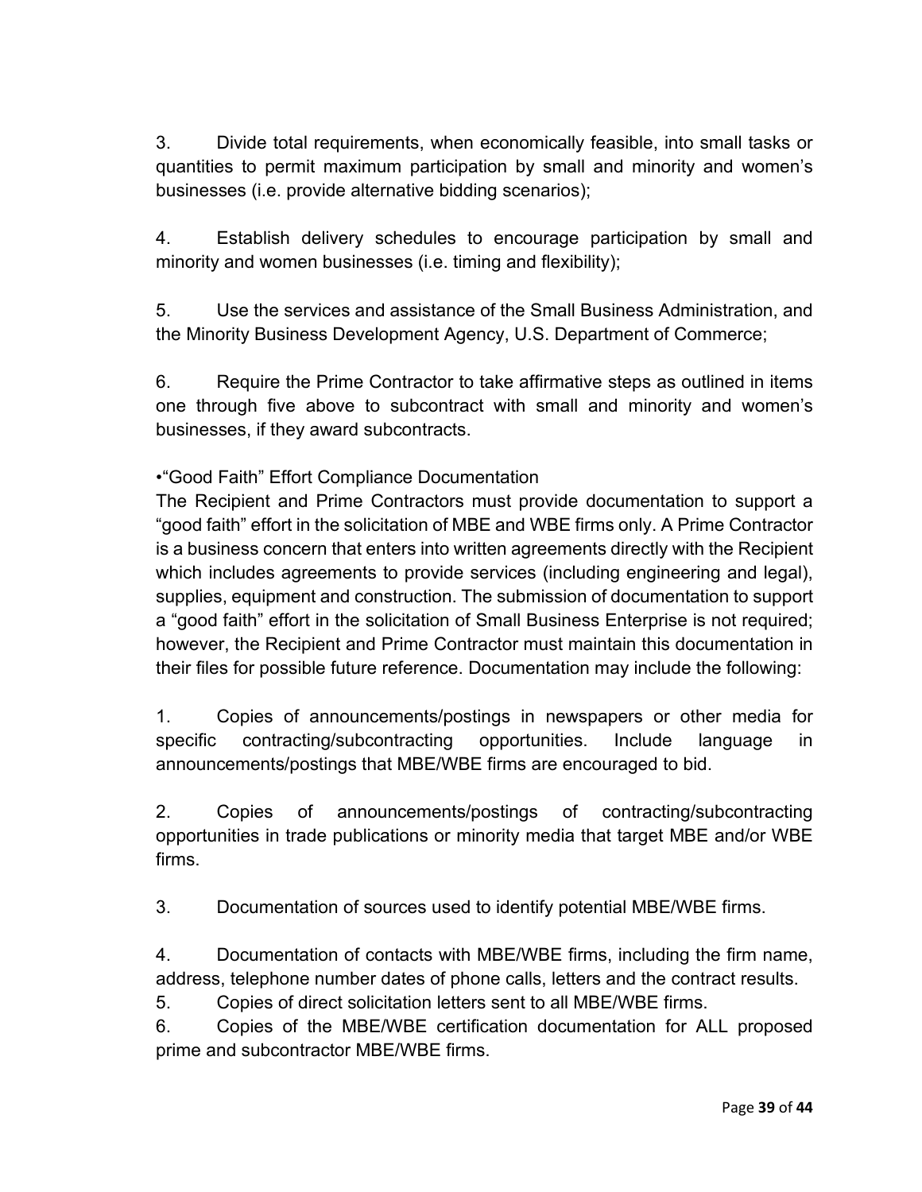3. Divide total requirements, when economically feasible, into small tasks or quantities to permit maximum participation by small and minority and women's businesses (i.e. provide alternative bidding scenarios);

4. Establish delivery schedules to encourage participation by small and minority and women businesses (i.e. timing and flexibility);

5. Use the services and assistance of the Small Business Administration, and the Minority Business Development Agency, U.S. Department of Commerce;

6. Require the Prime Contractor to take affirmative steps as outlined in items one through five above to subcontract with small and minority and women's businesses, if they award subcontracts.

•"Good Faith" Effort Compliance Documentation

The Recipient and Prime Contractors must provide documentation to support a "good faith" effort in the solicitation of MBE and WBE firms only. A Prime Contractor is a business concern that enters into written agreements directly with the Recipient which includes agreements to provide services (including engineering and legal), supplies, equipment and construction. The submission of documentation to support a "good faith" effort in the solicitation of Small Business Enterprise is not required; however, the Recipient and Prime Contractor must maintain this documentation in their files for possible future reference. Documentation may include the following:

1. Copies of announcements/postings in newspapers or other media for specific contracting/subcontracting opportunities. Include language in announcements/postings that MBE/WBE firms are encouraged to bid.

2. Copies of announcements/postings of contracting/subcontracting opportunities in trade publications or minority media that target MBE and/or WBE firms.

3. Documentation of sources used to identify potential MBE/WBE firms.

4. Documentation of contacts with MBE/WBE firms, including the firm name, address, telephone number dates of phone calls, letters and the contract results.

5. Copies of direct solicitation letters sent to all MBE/WBE firms.

6. Copies of the MBE/WBE certification documentation for ALL proposed prime and subcontractor MBE/WBE firms.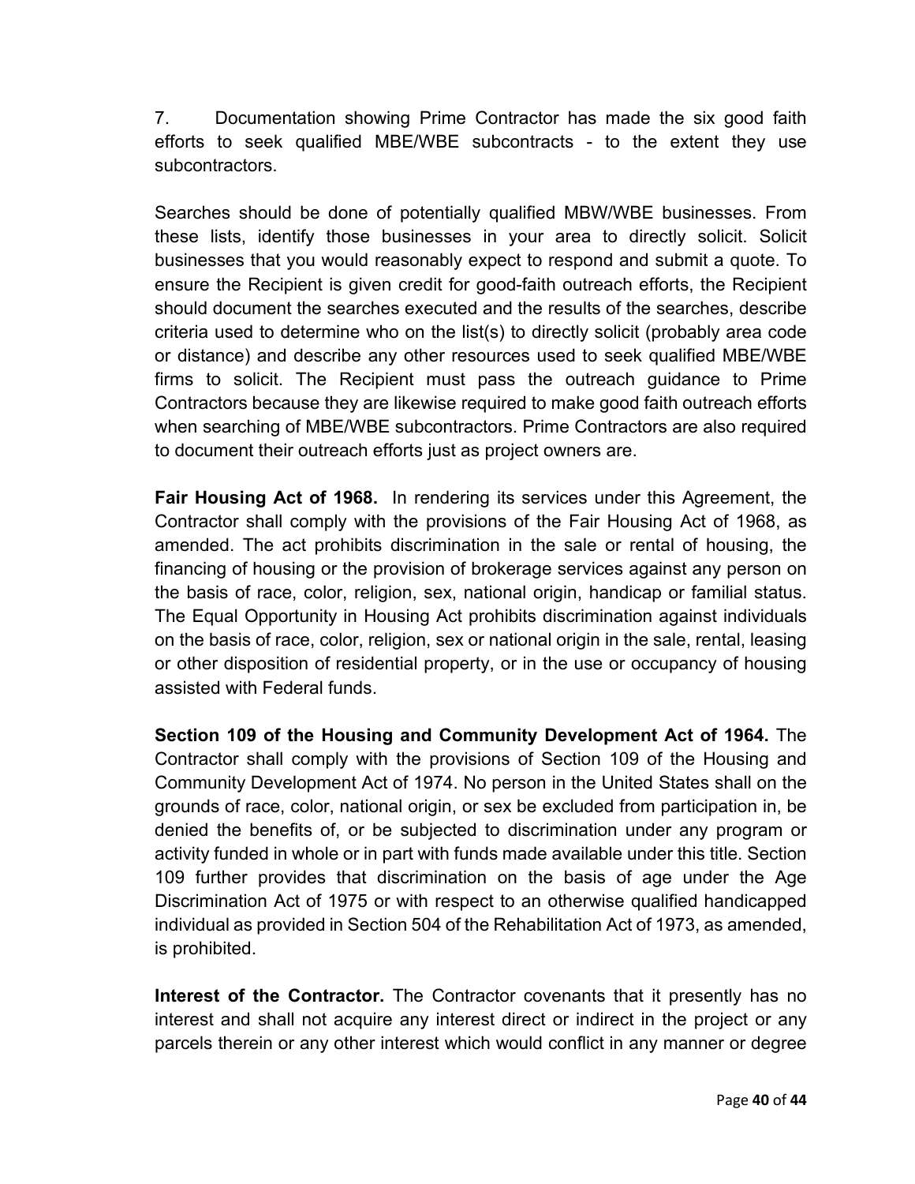7. Documentation showing Prime Contractor has made the six good faith efforts to seek qualified MBE/WBE subcontracts - to the extent they use subcontractors.

Searches should be done of potentially qualified MBW/WBE businesses. From these lists, identify those businesses in your area to directly solicit. Solicit businesses that you would reasonably expect to respond and submit a quote. To ensure the Recipient is given credit for good-faith outreach efforts, the Recipient should document the searches executed and the results of the searches, describe criteria used to determine who on the list(s) to directly solicit (probably area code or distance) and describe any other resources used to seek qualified MBE/WBE firms to solicit. The Recipient must pass the outreach guidance to Prime Contractors because they are likewise required to make good faith outreach efforts when searching of MBE/WBE subcontractors. Prime Contractors are also required to document their outreach efforts just as project owners are.

**Fair Housing Act of 1968.** In rendering its services under this Agreement, the Contractor shall comply with the provisions of the Fair Housing Act of 1968, as amended. The act prohibits discrimination in the sale or rental of housing, the financing of housing or the provision of brokerage services against any person on the basis of race, color, religion, sex, national origin, handicap or familial status. The Equal Opportunity in Housing Act prohibits discrimination against individuals on the basis of race, color, religion, sex or national origin in the sale, rental, leasing or other disposition of residential property, or in the use or occupancy of housing assisted with Federal funds.

**Section 109 of the Housing and Community Development Act of 1964.** The Contractor shall comply with the provisions of Section 109 of the Housing and Community Development Act of 1974. No person in the United States shall on the grounds of race, color, national origin, or sex be excluded from participation in, be denied the benefits of, or be subjected to discrimination under any program or activity funded in whole or in part with funds made available under this title. Section 109 further provides that discrimination on the basis of age under the Age Discrimination Act of 1975 or with respect to an otherwise qualified handicapped individual as provided in Section 504 of the Rehabilitation Act of 1973, as amended, is prohibited.

**Interest of the Contractor.** The Contractor covenants that it presently has no interest and shall not acquire any interest direct or indirect in the project or any parcels therein or any other interest which would conflict in any manner or degree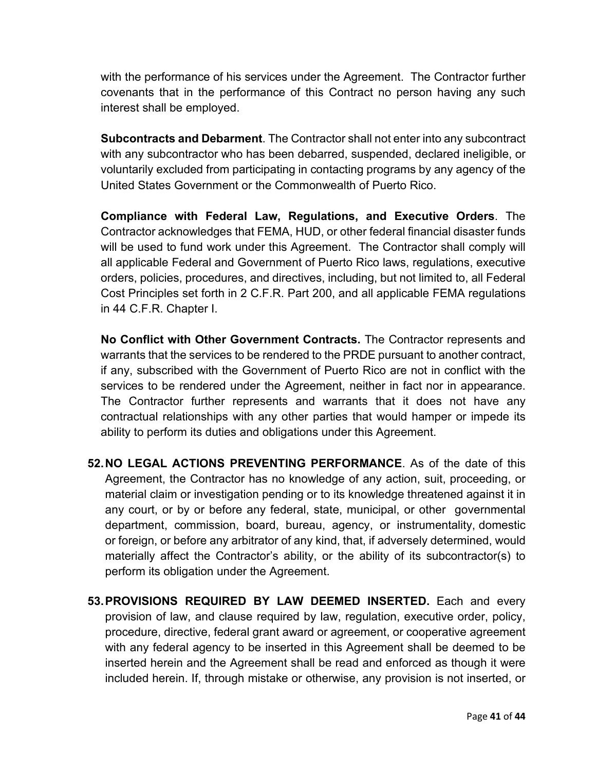with the performance of his services under the Agreement. The Contractor further covenants that in the performance of this Contract no person having any such interest shall be employed.

**Subcontracts and Debarment**. The Contractor shall not enter into any subcontract with any subcontractor who has been debarred, suspended, declared ineligible, or voluntarily excluded from participating in contacting programs by any agency of the United States Government or the Commonwealth of Puerto Rico.

**Compliance with Federal Law, Regulations, and Executive Orders**. The Contractor acknowledges that FEMA, HUD, or other federal financial disaster funds will be used to fund work under this Agreement. The Contractor shall comply will all applicable Federal and Government of Puerto Rico laws, regulations, executive orders, policies, procedures, and directives, including, but not limited to, all Federal Cost Principles set forth in 2 C.F.R. Part 200, and all applicable FEMA regulations in 44 C.F.R. Chapter I.

**No Conflict with Other Government Contracts.** The Contractor represents and warrants that the services to be rendered to the PRDE pursuant to another contract, if any, subscribed with the Government of Puerto Rico are not in conflict with the services to be rendered under the Agreement, neither in fact nor in appearance. The Contractor further represents and warrants that it does not have any contractual relationships with any other parties that would hamper or impede its ability to perform its duties and obligations under this Agreement.

52. **NO LEGAL ACTIONS PREVENTING PERFORMANCE**. As of the date of this Agreement, the Contractor has no knowledge of any action, suit, proceeding, or material claim or investigation pending or to its knowledge threatened against it in any court, or by or before any federal, state, municipal, or other governmental department, commission, board, bureau, agency, or instrumentality, domestic or foreign, or before any arbitrator of any kind, that, if adversely determined, would materially affect the Contractor's ability, or the ability of its subcontractor(s) to perform its obligation under the Agreement.

53. **PROVISIONS REQUIRED BY LAW DEEMED INSERTED.** Each and every provision of law, and clause required by law, regulation, executive order, policy, procedure, directive, federal grant award or agreement, or cooperative agreement with any federal agency to be inserted in this Agreement shall be deemed to be inserted herein and the Agreement shall be read and enforced as though it were included herein. If, through mistake or otherwise, any provision is not inserted, or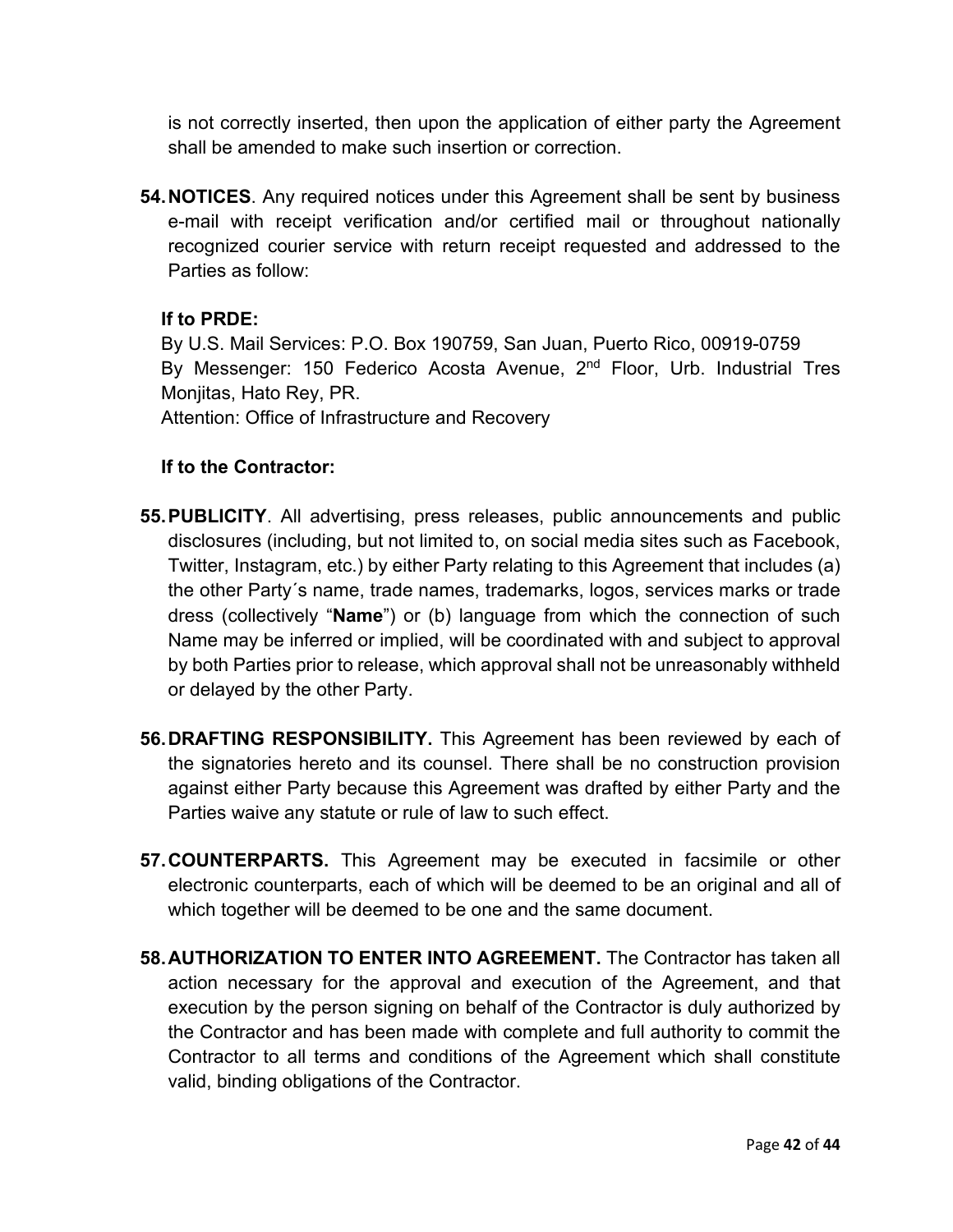is not correctly inserted, then upon the application of either party the Agreement shall be amended to make such insertion or correction.

**54. NOTICES**. Any required notices under this Agreement shall be sent by business e-mail with receipt verification and/or certified mail or throughout nationally recognized courier service with return receipt requested and addressed to the Parties as follow:

**If to PRDE:**
By U.S. Mail Services: P.O. Box 190759, San Juan, Puerto Rico, 00919-0759
By Messenger: 150 Federico Acosta Avenue, 2nd Floor, Urb. Industrial Tres Monjitas, Hato Rey, PR.
Attention: Office of Infrastructure and Recovery

**If to the Contractor:**

**55. PUBLICITY**. All advertising, press releases, public announcements and public disclosures (including, but not limited to, on social media sites such as Facebook, Twitter, Instagram, etc.) by either Party relating to this Agreement that includes (a) the other Party´s name, trade names, trademarks, logos, services marks or trade dress (collectively "**Name**") or (b) language from which the connection of such Name may be inferred or implied, will be coordinated with and subject to approval by both Parties prior to release, which approval shall not be unreasonably withheld or delayed by the other Party.

**56. DRAFTING RESPONSIBILITY.** This Agreement has been reviewed by each of the signatories hereto and its counsel. There shall be no construction provision against either Party because this Agreement was drafted by either Party and the Parties waive any statute or rule of law to such effect.

**57. COUNTERPARTS.** This Agreement may be executed in facsimile or other electronic counterparts, each of which will be deemed to be an original and all of which together will be deemed to be one and the same document.

**58. AUTHORIZATION TO ENTER INTO AGREEMENT.** The Contractor has taken all action necessary for the approval and execution of the Agreement, and that execution by the person signing on behalf of the Contractor is duly authorized by the Contractor and has been made with complete and full authority to commit the Contractor to all terms and conditions of the Agreement which shall constitute valid, binding obligations of the Contractor.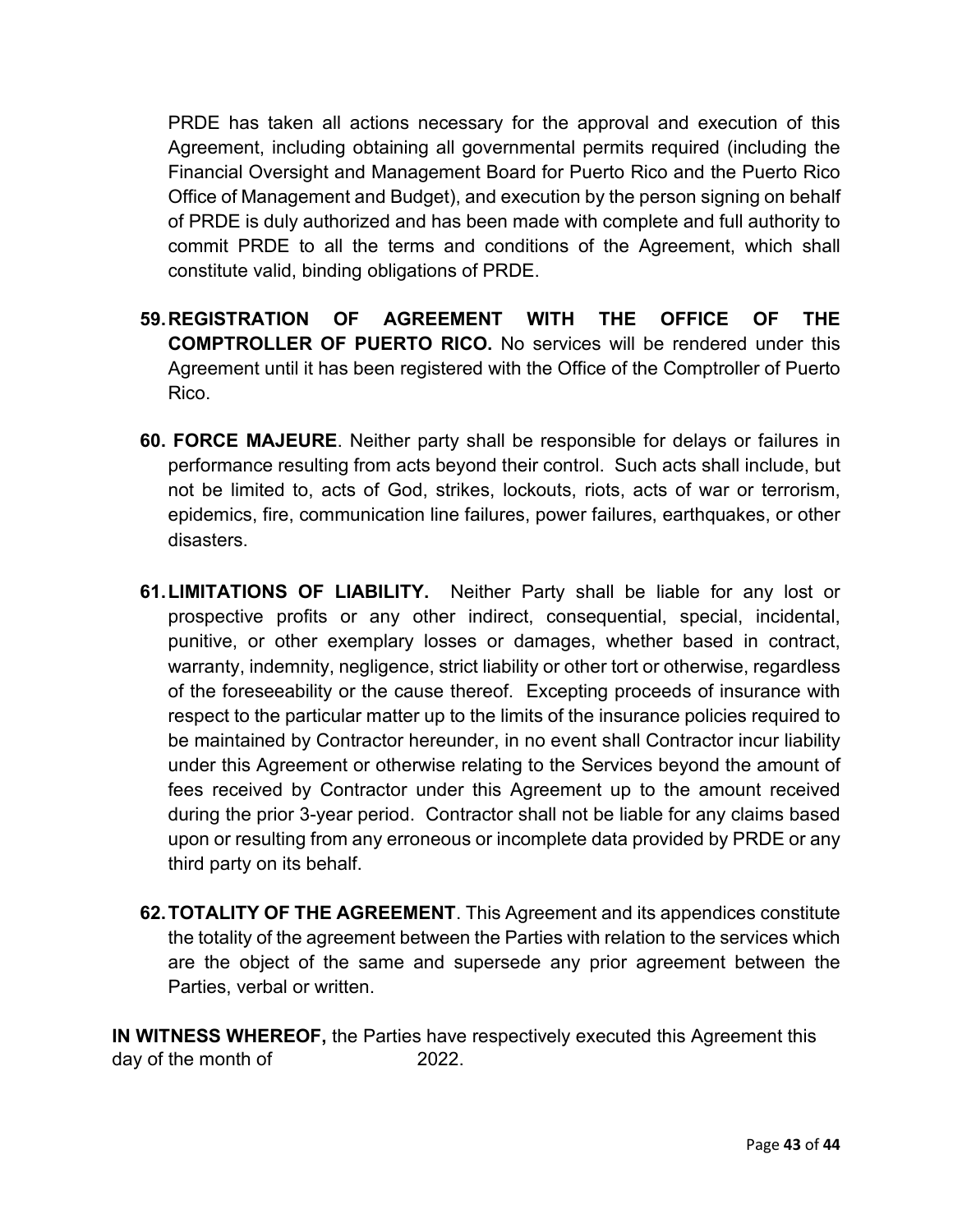PRDE has taken all actions necessary for the approval and execution of this Agreement, including obtaining all governmental permits required (including the Financial Oversight and Management Board for Puerto Rico and the Puerto Rico Office of Management and Budget), and execution by the person signing on behalf of PRDE is duly authorized and has been made with complete and full authority to commit PRDE to all the terms and conditions of the Agreement, which shall constitute valid, binding obligations of PRDE.

59. **REGISTRATION OF AGREEMENT WITH THE OFFICE OF THE COMPTROLLER OF PUERTO RICO.** No services will be rendered under this Agreement until it has been registered with the Office of the Comptroller of Puerto Rico.

60. **FORCE MAJEURE**. Neither party shall be responsible for delays or failures in performance resulting from acts beyond their control. Such acts shall include, but not be limited to, acts of God, strikes, lockouts, riots, acts of war or terrorism, epidemics, fire, communication line failures, power failures, earthquakes, or other disasters.

61. **LIMITATIONS OF LIABILITY.** Neither Party shall be liable for any lost or prospective profits or any other indirect, consequential, special, incidental, punitive, or other exemplary losses or damages, whether based in contract, warranty, indemnity, negligence, strict liability or other tort or otherwise, regardless of the foreseeability or the cause thereof. Excepting proceeds of insurance with respect to the particular matter up to the limits of the insurance policies required to be maintained by Contractor hereunder, in no event shall Contractor incur liability under this Agreement or otherwise relating to the Services beyond the amount of fees received by Contractor under this Agreement up to the amount received during the prior 3-year period. Contractor shall not be liable for any claims based upon or resulting from any erroneous or incomplete data provided by PRDE or any third party on its behalf.

62. **TOTALITY OF THE AGREEMENT**. This Agreement and its appendices constitute the totality of the agreement between the Parties with relation to the services which are the object of the same and supersede any prior agreement between the Parties, verbal or written.

**IN WITNESS WHEREOF,** the Parties have respectively executed this Agreement this day of the month of 2022.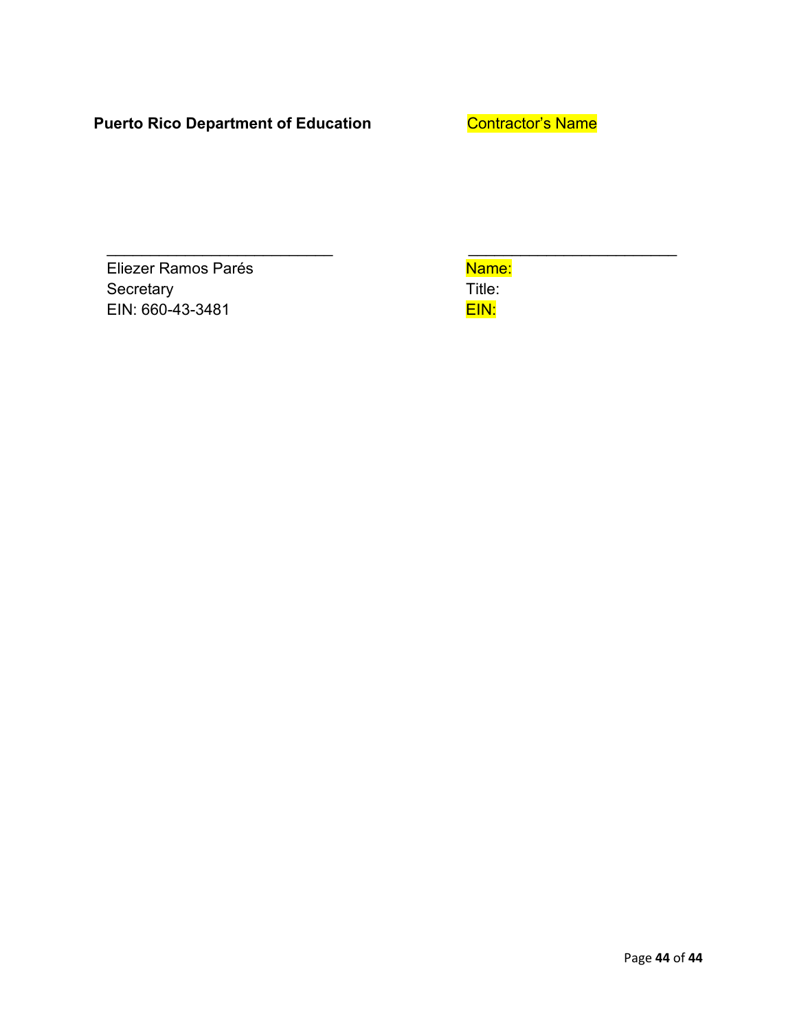**Puerto Rico Department of Education** | Contractor's Name

| | |
|---|---|
| ___________________________ | _________________________ |
| Eliezer Ramos Parés | Name: |
| Secretary | Title: |
| EIN: 660-43-3481 | EIN: |